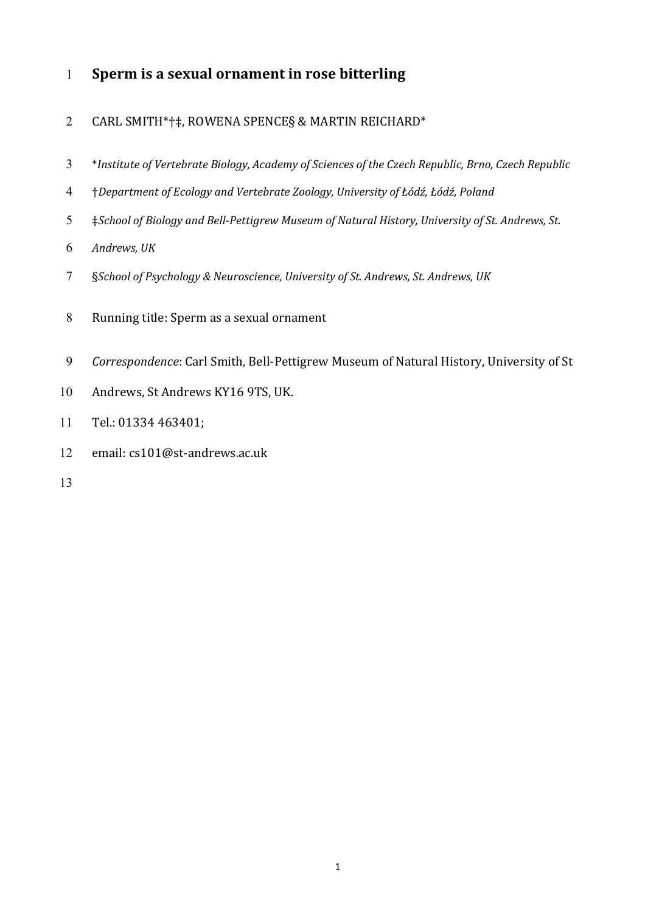# Sperm is a sexual ornament in rose bitterling

CARL SMITH*†‡, ROWENA SPENCE§ & MARTIN REICHARD*

**Institute of Vertebrate Biology, Academy of Sciences of the Czech Republic, Brno, Czech Republic*

†*Department of Ecology and Vertebrate Zoology, University of Łódź, Łódź, Poland*

‡*School of Biology and Bell-Pettigrew Museum of Natural History, University of St. Andrews, St. Andrews, UK*

§*School of Psychology & Neuroscience, University of St. Andrews, St. Andrews, UK*

Running title: Sperm as a sexual ornament

*Correspondence*: Carl Smith, Bell-Pettigrew Museum of Natural History, University of St Andrews, St Andrews KY16 9TS, UK.

Tel.: 01334 463401;

email: cs101@st-andrews.ac.uk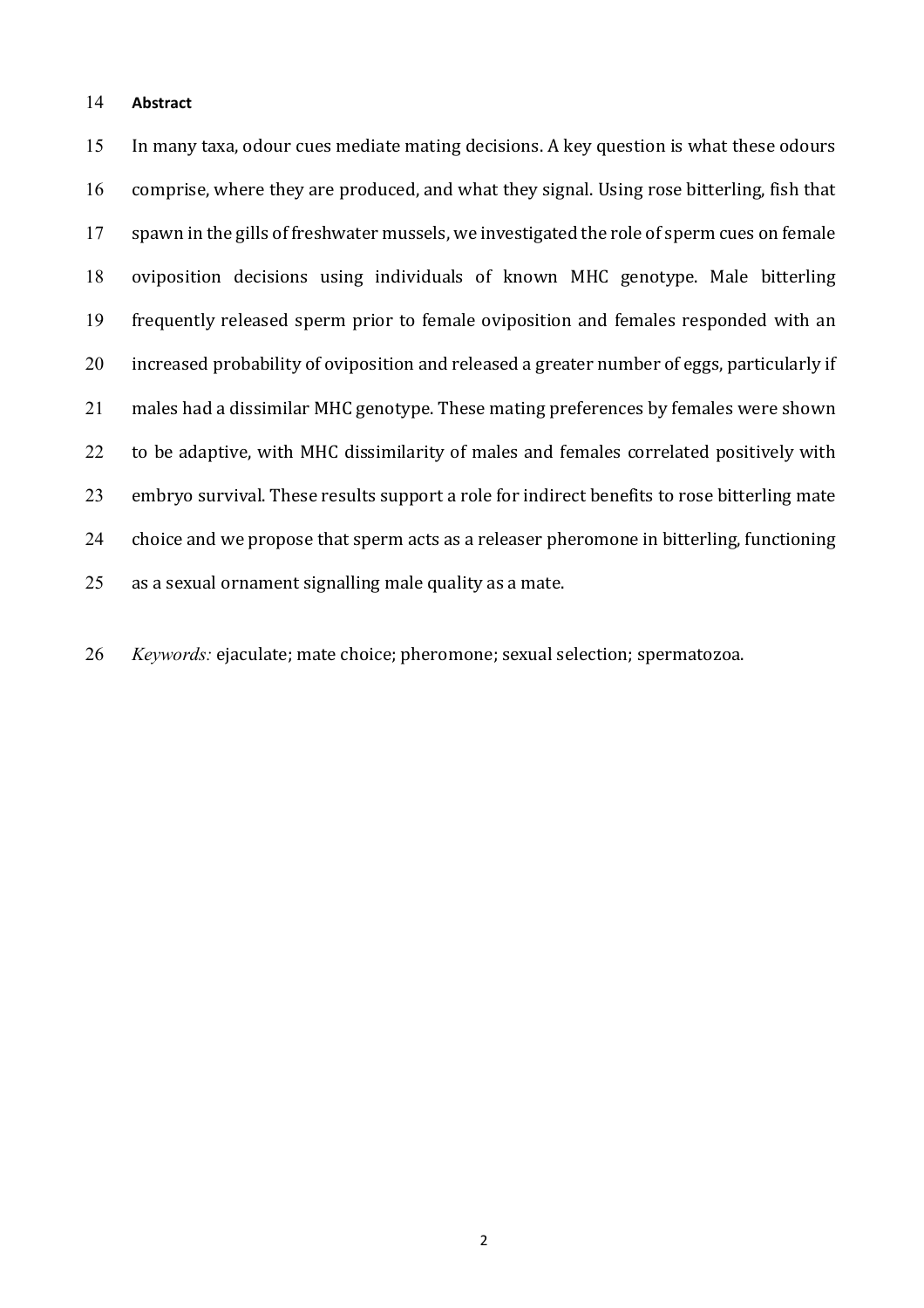## Abstract

In many taxa, odour cues mediate mating decisions. A key question is what these odours comprise, where they are produced, and what they signal. Using rose bitterling, fish that spawn in the gills of freshwater mussels, we investigated the role of sperm cues on female oviposition decisions using individuals of known MHC genotype. Male bitterling frequently released sperm prior to female oviposition and females responded with an increased probability of oviposition and released a greater number of eggs, particularly if males had a dissimilar MHC genotype. These mating preferences by females were shown to be adaptive, with MHC dissimilarity of males and females correlated positively with embryo survival. These results support a role for indirect benefits to rose bitterling mate choice and we propose that sperm acts as a releaser pheromone in bitterling, functioning as a sexual ornament signalling male quality as a mate.

*Keywords:* ejaculate; mate choice; pheromone; sexual selection; spermatozoa.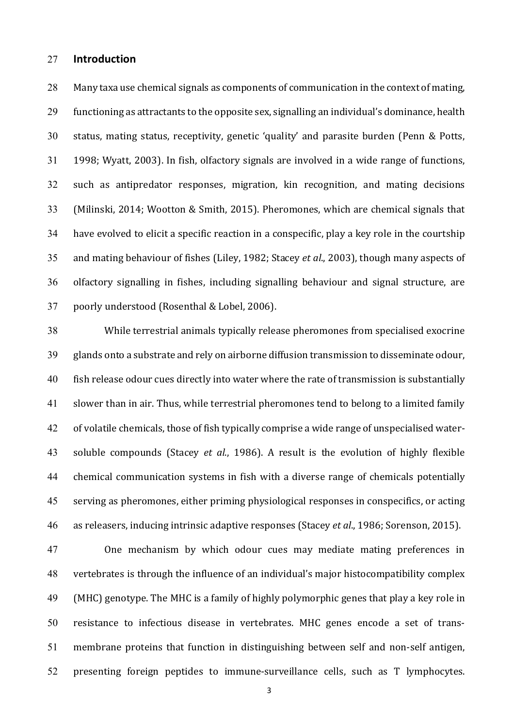## Introduction

Many taxa use chemical signals as components of communication in the context of mating, functioning as attractants to the opposite sex, signalling an individual's dominance, health status, mating status, receptivity, genetic 'quality' and parasite burden (Penn & Potts, 1998; Wyatt, 2003). In fish, olfactory signals are involved in a wide range of functions, such as antipredator responses, migration, kin recognition, and mating decisions (Milinski, 2014; Wootton & Smith, 2015). Pheromones, which are chemical signals that have evolved to elicit a specific reaction in a conspecific, play a key role in the courtship and mating behaviour of fishes (Liley, 1982; Stacey *et al*., 2003), though many aspects of olfactory signalling in fishes, including signalling behaviour and signal structure, are poorly understood (Rosenthal & Lobel, 2006).

While terrestrial animals typically release pheromones from specialised exocrine glands onto a substrate and rely on airborne diffusion transmission to disseminate odour, fish release odour cues directly into water where the rate of transmission is substantially slower than in air. Thus, while terrestrial pheromones tend to belong to a limited family of volatile chemicals, those of fish typically comprise a wide range of unspecialised water-soluble compounds (Stacey *et al*., 1986). A result is the evolution of highly flexible chemical communication systems in fish with a diverse range of chemicals potentially serving as pheromones, either priming physiological responses in conspecifics, or acting as releasers, inducing intrinsic adaptive responses (Stacey *et al*., 1986; Sorenson, 2015).

One mechanism by which odour cues may mediate mating preferences in vertebrates is through the influence of an individual's major histocompatibility complex (MHC) genotype. The MHC is a family of highly polymorphic genes that play a key role in resistance to infectious disease in vertebrates. MHC genes encode a set of trans-membrane proteins that function in distinguishing between self and non-self antigen, presenting foreign peptides to immune-surveillance cells, such as T lymphocytes.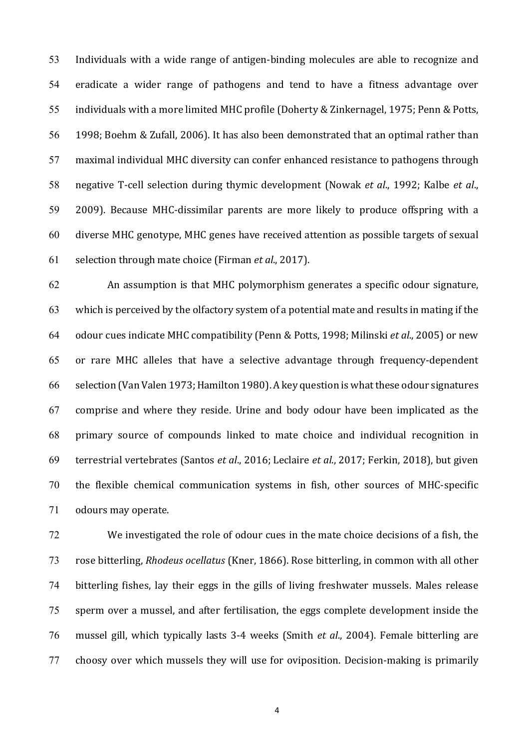Individuals with a wide range of antigen-binding molecules are able to recognize and eradicate a wider range of pathogens and tend to have a fitness advantage over individuals with a more limited MHC profile (Doherty & Zinkernagel, 1975; Penn & Potts, 1998; Boehm & Zufall, 2006). It has also been demonstrated that an optimal rather than maximal individual MHC diversity can confer enhanced resistance to pathogens through negative T-cell selection during thymic development (Nowak *et al*., 1992; Kalbe *et al*., 2009). Because MHC-dissimilar parents are more likely to produce offspring with a diverse MHC genotype, MHC genes have received attention as possible targets of sexual selection through mate choice (Firman *et al*., 2017).

An assumption is that MHC polymorphism generates a specific odour signature, which is perceived by the olfactory system of a potential mate and results in mating if the odour cues indicate MHC compatibility (Penn & Potts, 1998; Milinski *et al*., 2005) or new or rare MHC alleles that have a selective advantage through frequency-dependent selection (Van Valen 1973; Hamilton 1980). A key question is what these odour signatures comprise and where they reside. Urine and body odour have been implicated as the primary source of compounds linked to mate choice and individual recognition in terrestrial vertebrates (Santos *et al*., 2016; Leclaire *et al*., 2017; Ferkin, 2018), but given the flexible chemical communication systems in fish, other sources of MHC-specific odours may operate.

We investigated the role of odour cues in the mate choice decisions of a fish, the rose bitterling, *Rhodeus ocellatus* (Kner, 1866). Rose bitterling, in common with all other bitterling fishes, lay their eggs in the gills of living freshwater mussels. Males release sperm over a mussel, and after fertilisation, the eggs complete development inside the mussel gill, which typically lasts 3-4 weeks (Smith *et al*., 2004). Female bitterling are choosy over which mussels they will use for oviposition. Decision-making is primarily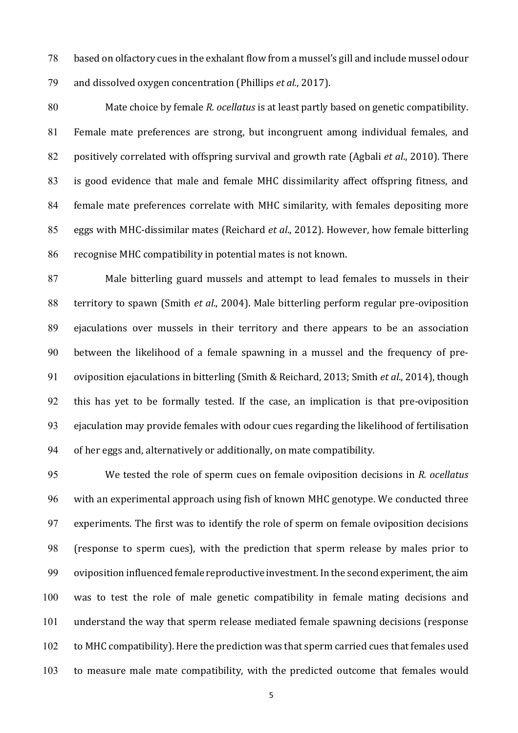based on olfactory cues in the exhalant flow from a mussel's gill and include mussel odour and dissolved oxygen concentration (Phillips *et al*., 2017).

Mate choice by female *R. ocellatus* is at least partly based on genetic compatibility. Female mate preferences are strong, but incongruent among individual females, and positively correlated with offspring survival and growth rate (Agbali *et al*., 2010). There is good evidence that male and female MHC dissimilarity affect offspring fitness, and female mate preferences correlate with MHC similarity, with females depositing more eggs with MHC-dissimilar mates (Reichard *et al*., 2012). However, how female bitterling recognise MHC compatibility in potential mates is not known.

Male bitterling guard mussels and attempt to lead females to mussels in their territory to spawn (Smith *et al*., 2004). Male bitterling perform regular pre-oviposition ejaculations over mussels in their territory and there appears to be an association between the likelihood of a female spawning in a mussel and the frequency of pre-oviposition ejaculations in bitterling (Smith & Reichard, 2013; Smith *et al*., 2014), though this has yet to be formally tested. If the case, an implication is that pre-oviposition ejaculation may provide females with odour cues regarding the likelihood of fertilisation of her eggs and, alternatively or additionally, on mate compatibility.

We tested the role of sperm cues on female oviposition decisions in *R. ocellatus* with an experimental approach using fish of known MHC genotype. We conducted three experiments. The first was to identify the role of sperm on female oviposition decisions (response to sperm cues), with the prediction that sperm release by males prior to oviposition influenced female reproductive investment. In the second experiment, the aim was to test the role of male genetic compatibility in female mating decisions and understand the way that sperm release mediated female spawning decisions (response to MHC compatibility). Here the prediction was that sperm carried cues that females used to measure male mate compatibility, with the predicted outcome that females would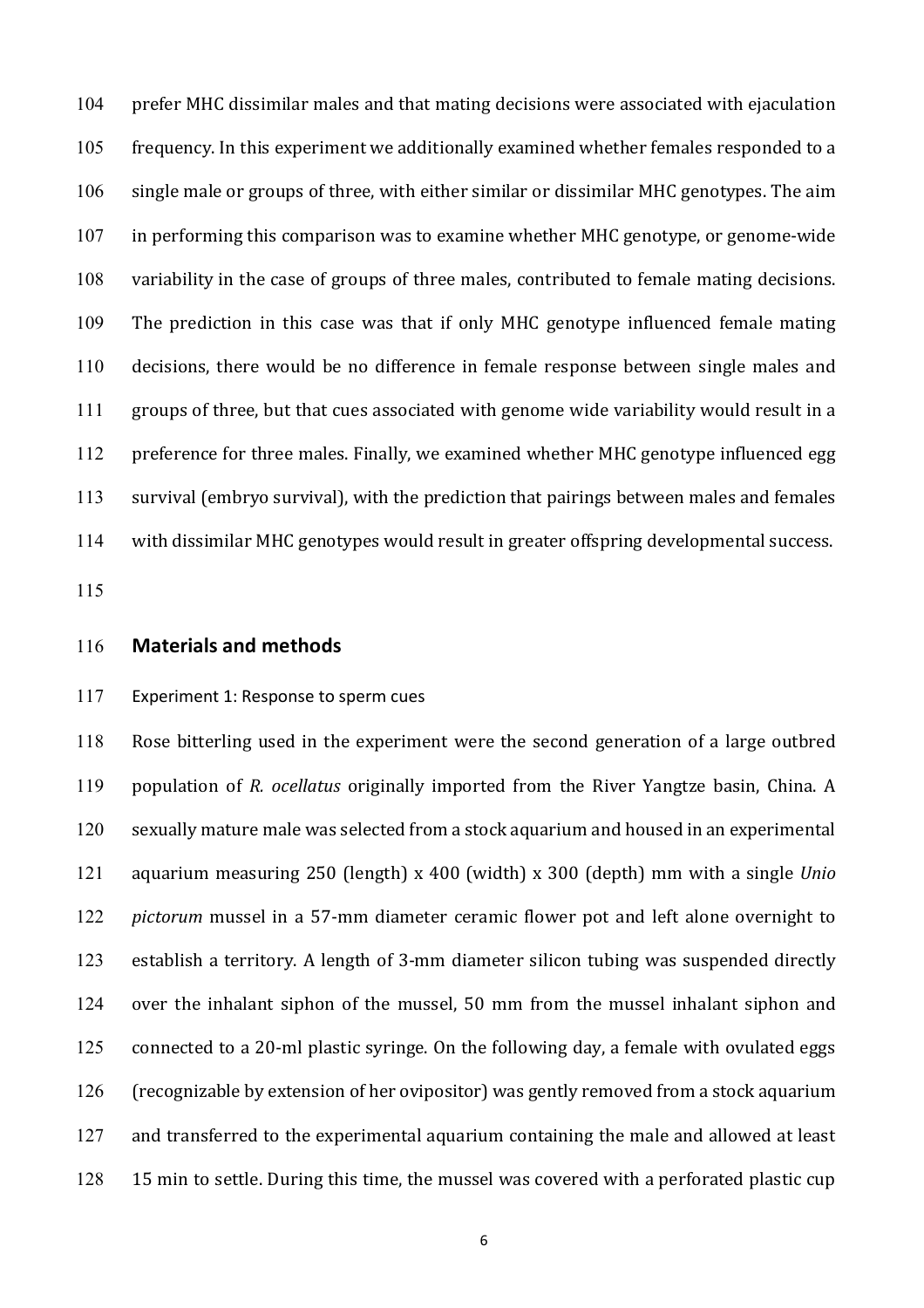prefer MHC dissimilar males and that mating decisions were associated with ejaculation frequency. In this experiment we additionally examined whether females responded to a single male or groups of three, with either similar or dissimilar MHC genotypes. The aim in performing this comparison was to examine whether MHC genotype, or genome-wide variability in the case of groups of three males, contributed to female mating decisions. The prediction in this case was that if only MHC genotype influenced female mating decisions, there would be no difference in female response between single males and groups of three, but that cues associated with genome wide variability would result in a preference for three males. Finally, we examined whether MHC genotype influenced egg survival (embryo survival), with the prediction that pairings between males and females with dissimilar MHC genotypes would result in greater offspring developmental success.

## Materials and methods

### Experiment 1: Response to sperm cues

Rose bitterling used in the experiment were the second generation of a large outbred population of *R. ocellatus* originally imported from the River Yangtze basin, China. A sexually mature male was selected from a stock aquarium and housed in an experimental aquarium measuring 250 (length) x 400 (width) x 300 (depth) mm with a single *Unio pictorum* mussel in a 57-mm diameter ceramic flower pot and left alone overnight to establish a territory. A length of 3-mm diameter silicon tubing was suspended directly over the inhalant siphon of the mussel, 50 mm from the mussel inhalant siphon and connected to a 20-ml plastic syringe. On the following day, a female with ovulated eggs (recognizable by extension of her ovipositor) was gently removed from a stock aquarium and transferred to the experimental aquarium containing the male and allowed at least 15 min to settle. During this time, the mussel was covered with a perforated plastic cup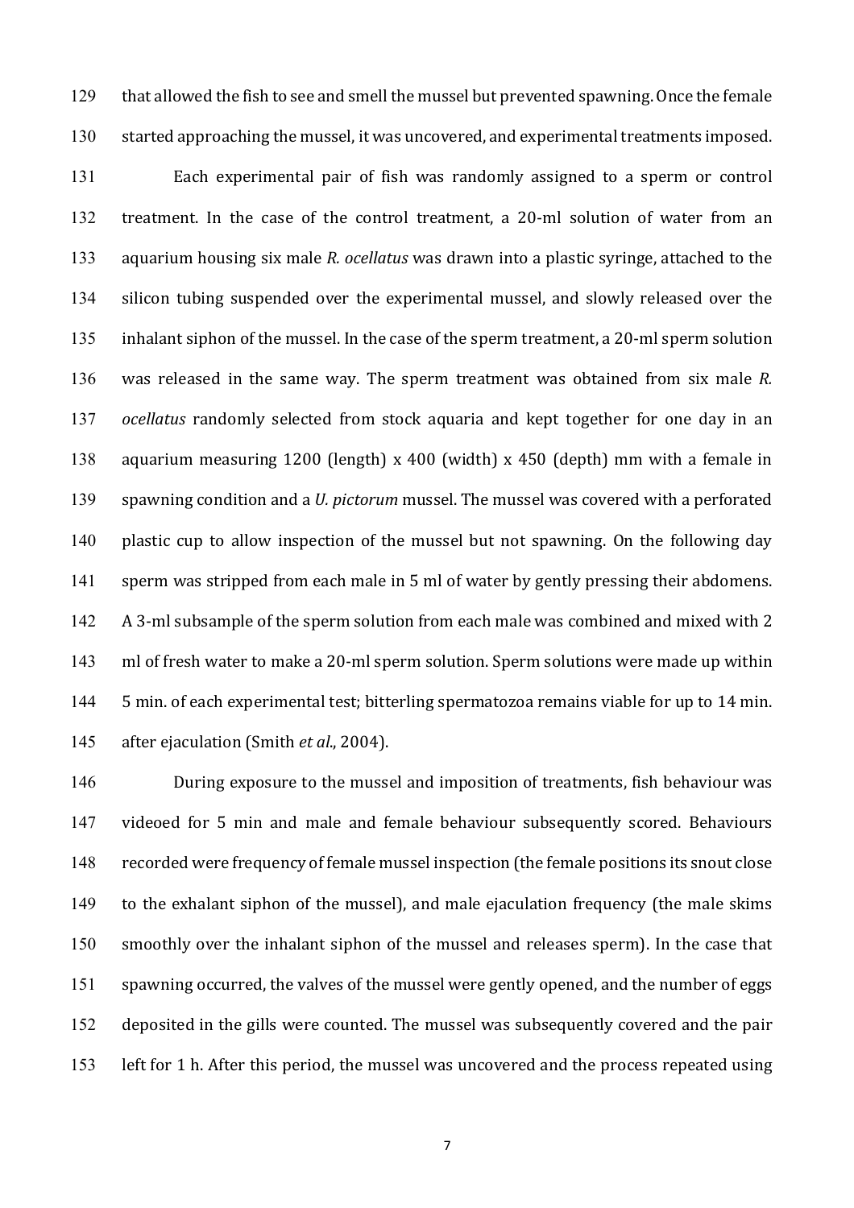that allowed the fish to see and smell the mussel but prevented spawning. Once the female started approaching the mussel, it was uncovered, and experimental treatments imposed.

Each experimental pair of fish was randomly assigned to a sperm or control treatment. In the case of the control treatment, a 20-ml solution of water from an aquarium housing six male *R. ocellatus* was drawn into a plastic syringe, attached to the silicon tubing suspended over the experimental mussel, and slowly released over the inhalant siphon of the mussel. In the case of the sperm treatment, a 20-ml sperm solution was released in the same way. The sperm treatment was obtained from six male *R. ocellatus* randomly selected from stock aquaria and kept together for one day in an aquarium measuring 1200 (length) x 400 (width) x 450 (depth) mm with a female in spawning condition and a *U. pictorum* mussel. The mussel was covered with a perforated plastic cup to allow inspection of the mussel but not spawning. On the following day sperm was stripped from each male in 5 ml of water by gently pressing their abdomens. A 3-ml subsample of the sperm solution from each male was combined and mixed with 2 ml of fresh water to make a 20-ml sperm solution. Sperm solutions were made up within 5 min. of each experimental test; bitterling spermatozoa remains viable for up to 14 min. after ejaculation (Smith *et al*., 2004).

During exposure to the mussel and imposition of treatments, fish behaviour was videoed for 5 min and male and female behaviour subsequently scored. Behaviours recorded were frequency of female mussel inspection (the female positions its snout close to the exhalant siphon of the mussel), and male ejaculation frequency (the male skims smoothly over the inhalant siphon of the mussel and releases sperm). In the case that spawning occurred, the valves of the mussel were gently opened, and the number of eggs deposited in the gills were counted. The mussel was subsequently covered and the pair left for 1 h. After this period, the mussel was uncovered and the process repeated using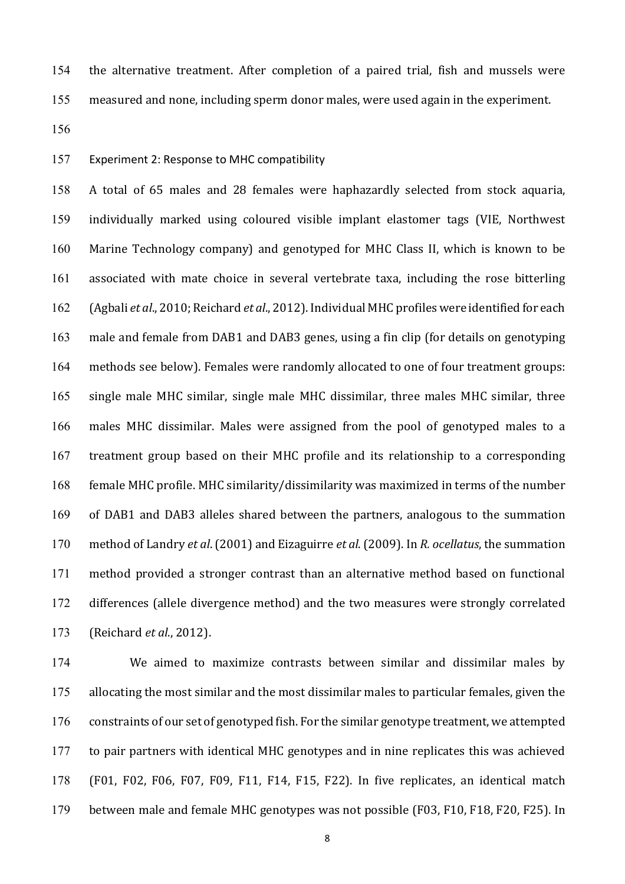the alternative treatment. After completion of a paired trial, fish and mussels were measured and none, including sperm donor males, were used again in the experiment.

### Experiment 2: Response to MHC compatibility

A total of 65 males and 28 females were haphazardly selected from stock aquaria, individually marked using coloured visible implant elastomer tags (VIE, Northwest Marine Technology company) and genotyped for MHC Class II, which is known to be associated with mate choice in several vertebrate taxa, including the rose bitterling (Agbali *et al*., 2010; Reichard *et al*., 2012). Individual MHC profiles were identified for each male and female from DAB1 and DAB3 genes, using a fin clip (for details on genotyping methods see below). Females were randomly allocated to one of four treatment groups: single male MHC similar, single male MHC dissimilar, three males MHC similar, three males MHC dissimilar. Males were assigned from the pool of genotyped males to a treatment group based on their MHC profile and its relationship to a corresponding female MHC profile. MHC similarity/dissimilarity was maximized in terms of the number of DAB1 and DAB3 alleles shared between the partners, analogous to the summation method of Landry *et al*. (2001) and Eizaguirre *et al*. (2009). In *R. ocellatus*, the summation method provided a stronger contrast than an alternative method based on functional differences (allele divergence method) and the two measures were strongly correlated (Reichard *et al*., 2012).

We aimed to maximize contrasts between similar and dissimilar males by allocating the most similar and the most dissimilar males to particular females, given the constraints of our set of genotyped fish. For the similar genotype treatment, we attempted to pair partners with identical MHC genotypes and in nine replicates this was achieved (F01, F02, F06, F07, F09, F11, F14, F15, F22). In five replicates, an identical match between male and female MHC genotypes was not possible (F03, F10, F18, F20, F25). In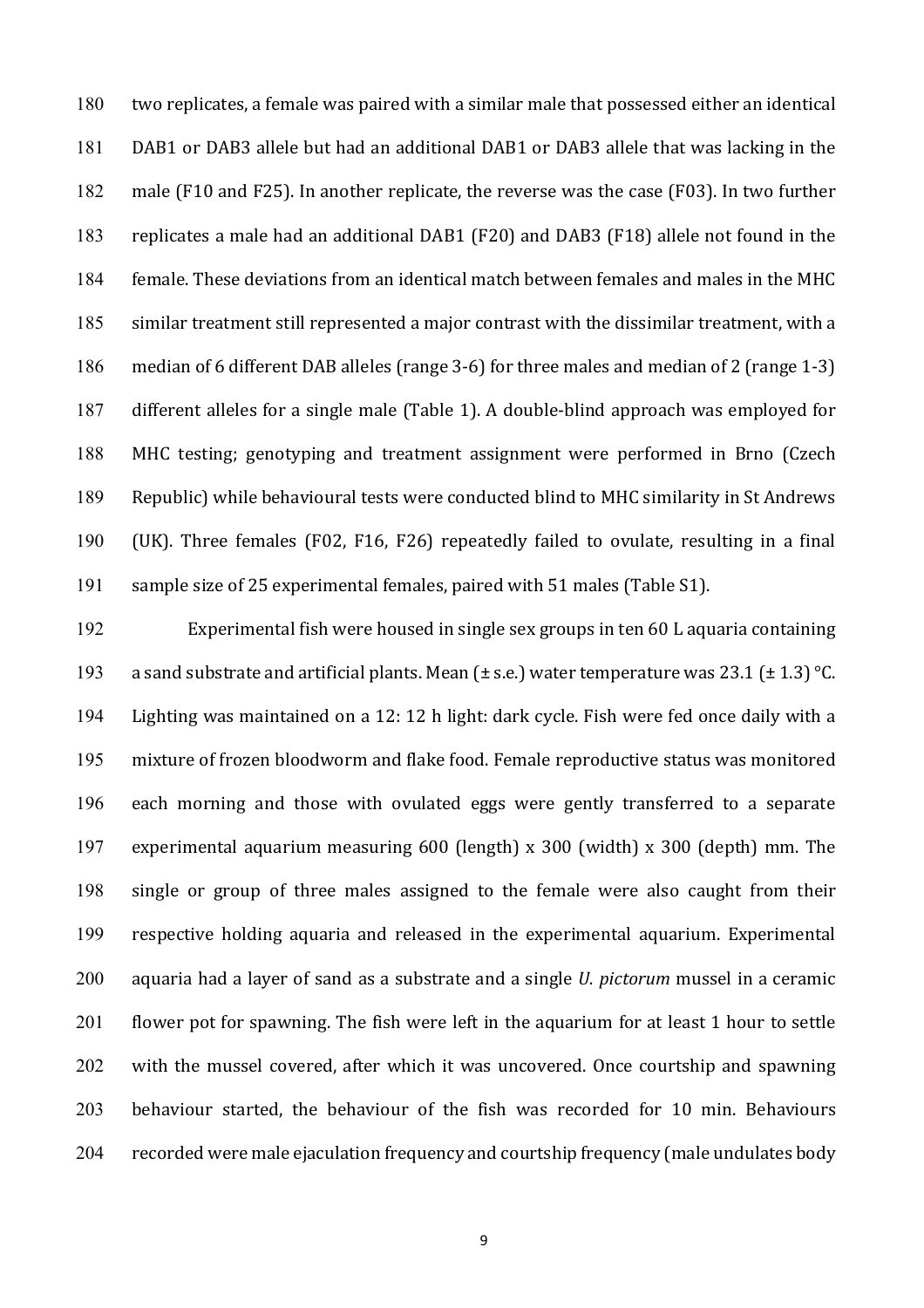two replicates, a female was paired with a similar male that possessed either an identical DAB1 or DAB3 allele but had an additional DAB1 or DAB3 allele that was lacking in the male (F10 and F25). In another replicate, the reverse was the case (F03). In two further replicates a male had an additional DAB1 (F20) and DAB3 (F18) allele not found in the female. These deviations from an identical match between females and males in the MHC similar treatment still represented a major contrast with the dissimilar treatment, with a median of 6 different DAB alleles (range 3-6) for three males and median of 2 (range 1-3) different alleles for a single male (Table 1). A double-blind approach was employed for MHC testing; genotyping and treatment assignment were performed in Brno (Czech Republic) while behavioural tests were conducted blind to MHC similarity in St Andrews (UK). Three females (F02, F16, F26) repeatedly failed to ovulate, resulting in a final sample size of 25 experimental females, paired with 51 males (Table S1).

Experimental fish were housed in single sex groups in ten 60 L aquaria containing a sand substrate and artificial plants. Mean (± s.e.) water temperature was 23.1 (± 1.3) °C. Lighting was maintained on a 12: 12 h light: dark cycle. Fish were fed once daily with a mixture of frozen bloodworm and flake food. Female reproductive status was monitored each morning and those with ovulated eggs were gently transferred to a separate experimental aquarium measuring 600 (length) x 300 (width) x 300 (depth) mm. The single or group of three males assigned to the female were also caught from their respective holding aquaria and released in the experimental aquarium. Experimental aquaria had a layer of sand as a substrate and a single *U. pictorum* mussel in a ceramic flower pot for spawning. The fish were left in the aquarium for at least 1 hour to settle with the mussel covered, after which it was uncovered. Once courtship and spawning behaviour started, the behaviour of the fish was recorded for 10 min. Behaviours recorded were male ejaculation frequency and courtship frequency (male undulates body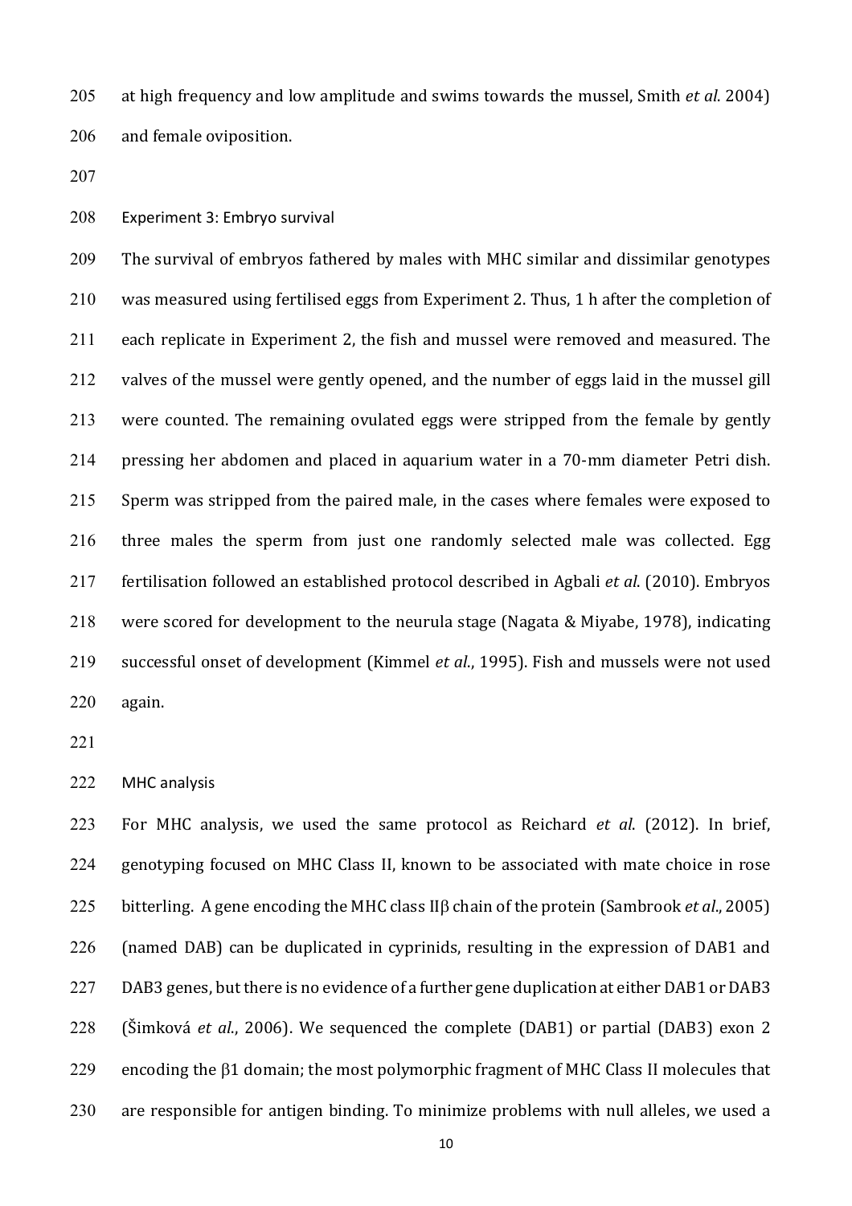at high frequency and low amplitude and swims towards the mussel, Smith *et al*. 2004) and female oviposition.

### Experiment 3: Embryo survival

The survival of embryos fathered by males with MHC similar and dissimilar genotypes was measured using fertilised eggs from Experiment 2. Thus, 1 h after the completion of each replicate in Experiment 2, the fish and mussel were removed and measured. The valves of the mussel were gently opened, and the number of eggs laid in the mussel gill were counted. The remaining ovulated eggs were stripped from the female by gently pressing her abdomen and placed in aquarium water in a 70-mm diameter Petri dish. Sperm was stripped from the paired male, in the cases where females were exposed to three males the sperm from just one randomly selected male was collected. Egg fertilisation followed an established protocol described in Agbali *et al*. (2010). Embryos were scored for development to the neurula stage (Nagata & Miyabe, 1978), indicating successful onset of development (Kimmel *et al*., 1995). Fish and mussels were not used again.

### MHC analysis

For MHC analysis, we used the same protocol as Reichard *et al*. (2012). In brief, genotyping focused on MHC Class II, known to be associated with mate choice in rose bitterling. A gene encoding the MHC class IIβ chain of the protein (Sambrook *et al*., 2005) (named DAB) can be duplicated in cyprinids, resulting in the expression of DAB1 and DAB3 genes, but there is no evidence of a further gene duplication at either DAB1 or DAB3 (Šimková *et al*., 2006). We sequenced the complete (DAB1) or partial (DAB3) exon 2 encoding the β1 domain; the most polymorphic fragment of MHC Class II molecules that are responsible for antigen binding. To minimize problems with null alleles, we used a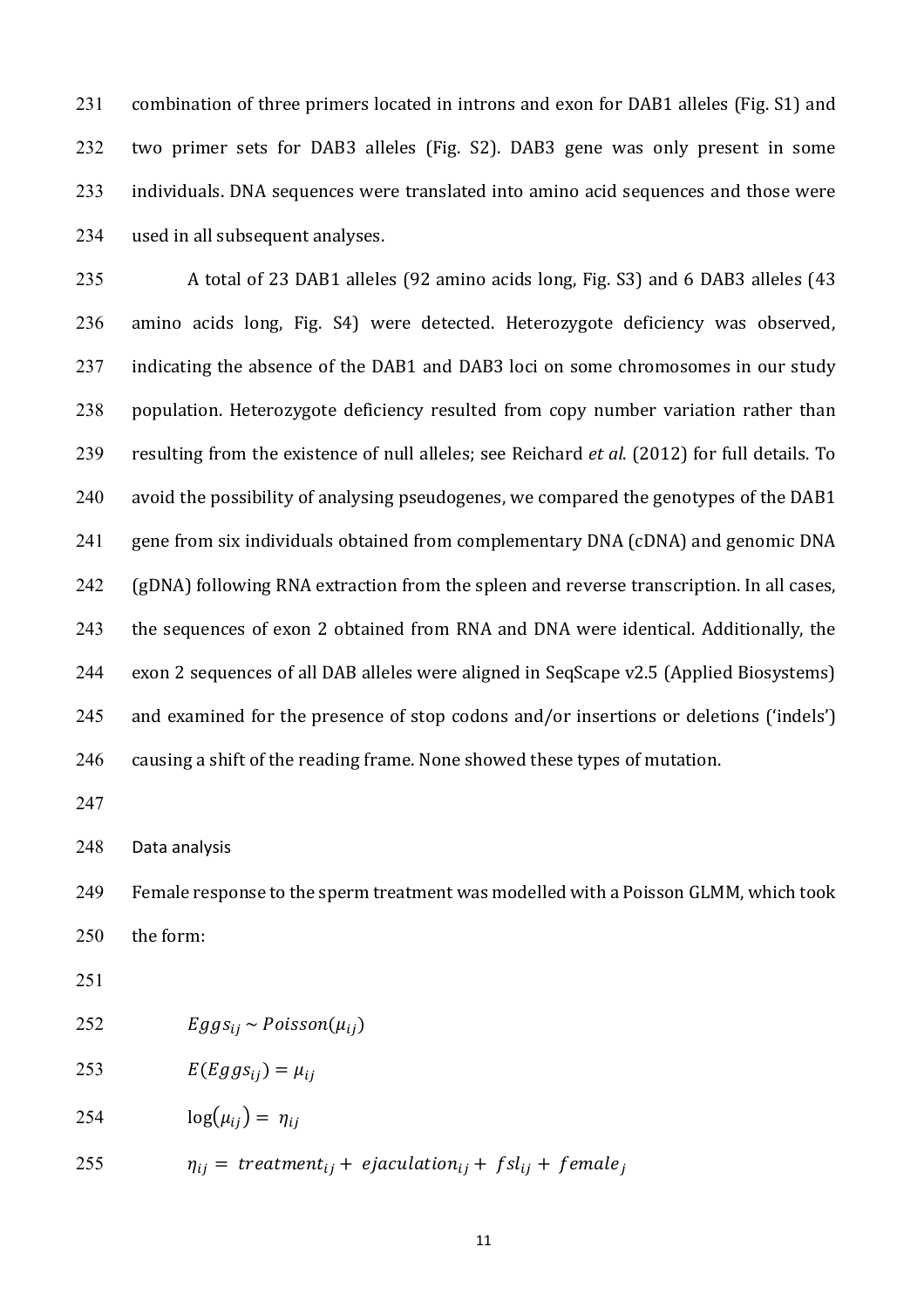combination of three primers located in introns and exon for DAB1 alleles (Fig. S1) and two primer sets for DAB3 alleles (Fig. S2). DAB3 gene was only present in some individuals. DNA sequences were translated into amino acid sequences and those were used in all subsequent analyses.

A total of 23 DAB1 alleles (92 amino acids long, Fig. S3) and 6 DAB3 alleles (43 amino acids long, Fig. S4) were detected. Heterozygote deficiency was observed, indicating the absence of the DAB1 and DAB3 loci on some chromosomes in our study population. Heterozygote deficiency resulted from copy number variation rather than resulting from the existence of null alleles; see Reichard *et al*. (2012) for full details. To avoid the possibility of analysing pseudogenes, we compared the genotypes of the DAB1 gene from six individuals obtained from complementary DNA (cDNA) and genomic DNA (gDNA) following RNA extraction from the spleen and reverse transcription. In all cases, the sequences of exon 2 obtained from RNA and DNA were identical. Additionally, the exon 2 sequences of all DAB alleles were aligned in SeqScape v2.5 (Applied Biosystems) and examined for the presence of stop codons and/or insertions or deletions ('indels') causing a shift of the reading frame. None showed these types of mutation.

## Data analysis

Female response to the sperm treatment was modelled with a Poisson GLMM, which took the form:

$$Eggs_{ij} \sim Poisson(\mu_{ij})$$

$$E(Eggs_{ij}) = \mu_{ij}$$

$$\log(\mu_{ij}) = \eta_{ij}$$

$$\eta_{ij} = treatment_{ij} + ejaculation_{ij} + fsl_{ij} + female_j$$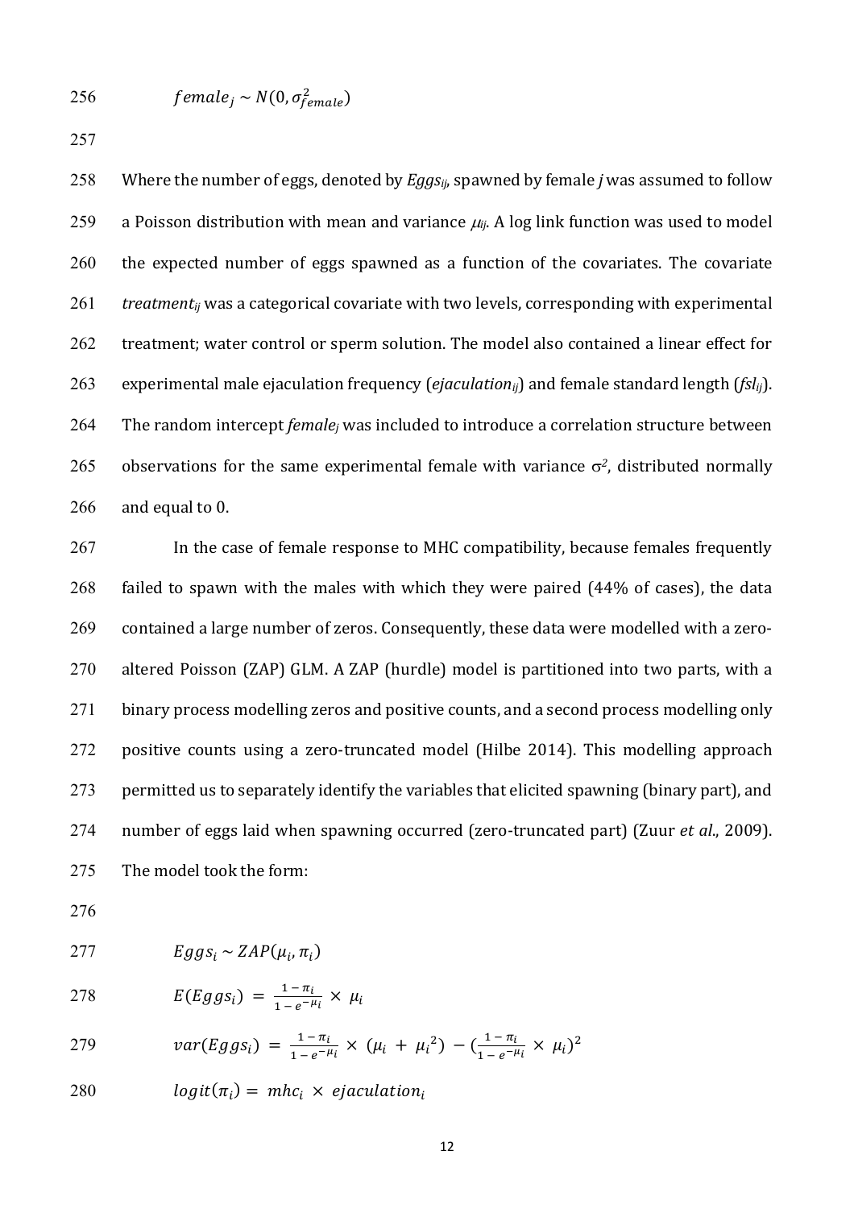$$female_j \sim N(0, \sigma^2_{female})$$

Where the number of eggs, denoted by $Eggs_{ij}$, spawned by female *j* was assumed to follow a Poisson distribution with mean and variance $\mu_{ij}$. A log link function was used to model the expected number of eggs spawned as a function of the covariates. The covariate $treatment_{ij}$ was a categorical covariate with two levels, corresponding with experimental treatment; water control or sperm solution. The model also contained a linear effect for experimental male ejaculation frequency ($ejaculation_{ij}$) and female standard length ($fsl_{ij}$). The random intercept $female_j$ was included to introduce a correlation structure between observations for the same experimental female with variance $\sigma^2$, distributed normally and equal to 0.

In the case of female response to MHC compatibility, because females frequently failed to spawn with the males with which they were paired (44% of cases), the data contained a large number of zeros. Consequently, these data were modelled with a zero-altered Poisson (ZAP) GLM. A ZAP (hurdle) model is partitioned into two parts, with a binary process modelling zeros and positive counts, and a second process modelling only positive counts using a zero-truncated model (Hilbe 2014). This modelling approach permitted us to separately identify the variables that elicited spawning (binary part), and number of eggs laid when spawning occurred (zero-truncated part) (Zuur *et al.*, 2009). The model took the form:

$$Eggs_i \sim ZAP(\mu_i, \pi_i)$$

$$E(Eggs_i) = \frac{1 - \pi_i}{1 - e^{-\mu_i}} \times \mu_i$$

$$var(Eggs_i) = \frac{1 - \pi_i}{1 - e^{-\mu_i}} \times (\mu_i + {\mu_i}^2) - \left(\frac{1 - \pi_i}{1 - e^{-\mu_i}} \times \mu_i\right)^2$$

$$logit(\pi_i) = mhc_i \times ejaculation_i$$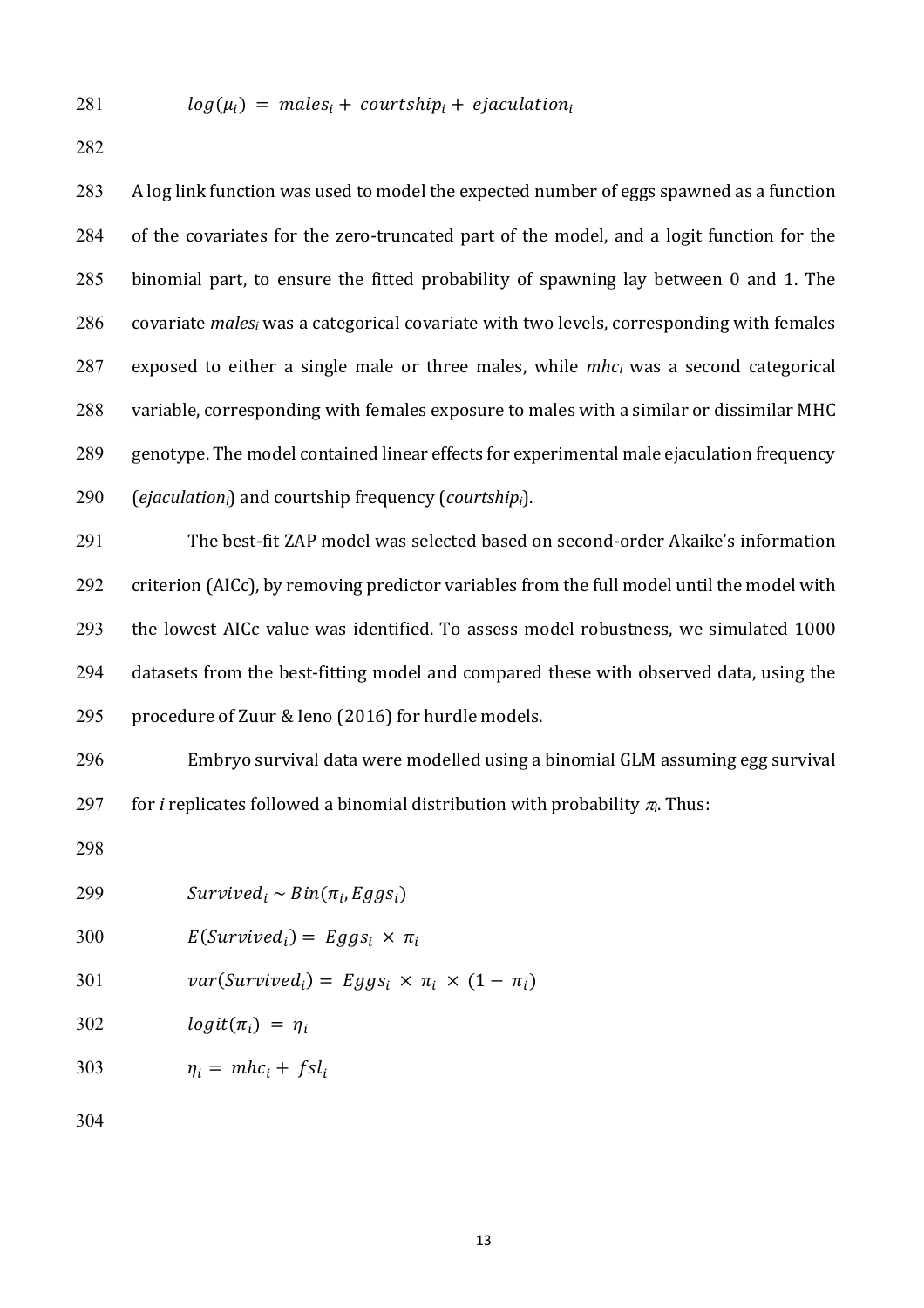$$log(\mu_i) = males_i + courtship_i + ejaculation_i$$

A log link function was used to model the expected number of eggs spawned as a function of the covariates for the zero-truncated part of the model, and a logit function for the binomial part, to ensure the fitted probability of spawning lay between 0 and 1. The covariate $males_i$ was a categorical covariate with two levels, corresponding with females exposed to either a single male or three males, while $mhc_i$ was a second categorical variable, corresponding with females exposure to males with a similar or dissimilar MHC genotype. The model contained linear effects for experimental male ejaculation frequency ($ejaculation_i$) and courtship frequency ($courtship_i$).

The best-fit ZAP model was selected based on second-order Akaike's information criterion (AICc), by removing predictor variables from the full model until the model with the lowest AICc value was identified. To assess model robustness, we simulated 1000 datasets from the best-fitting model and compared these with observed data, using the procedure of Zuur & Ieno (2016) for hurdle models.

Embryo survival data were modelled using a binomial GLM assuming egg survival for *i* replicates followed a binomial distribution with probability $\pi_i$. Thus:

$$Survived_i \sim Bin(\pi_i, Eggs_i)$$

$$E(Survived_i) = Eggs_i \times \pi_i$$

$$var(Survived_i) = Eggs_i \times \pi_i \times (1 - \pi_i)$$

$$logit(\pi_i) = \eta_i$$

$$\eta_i = mhc_i + fsl_i$$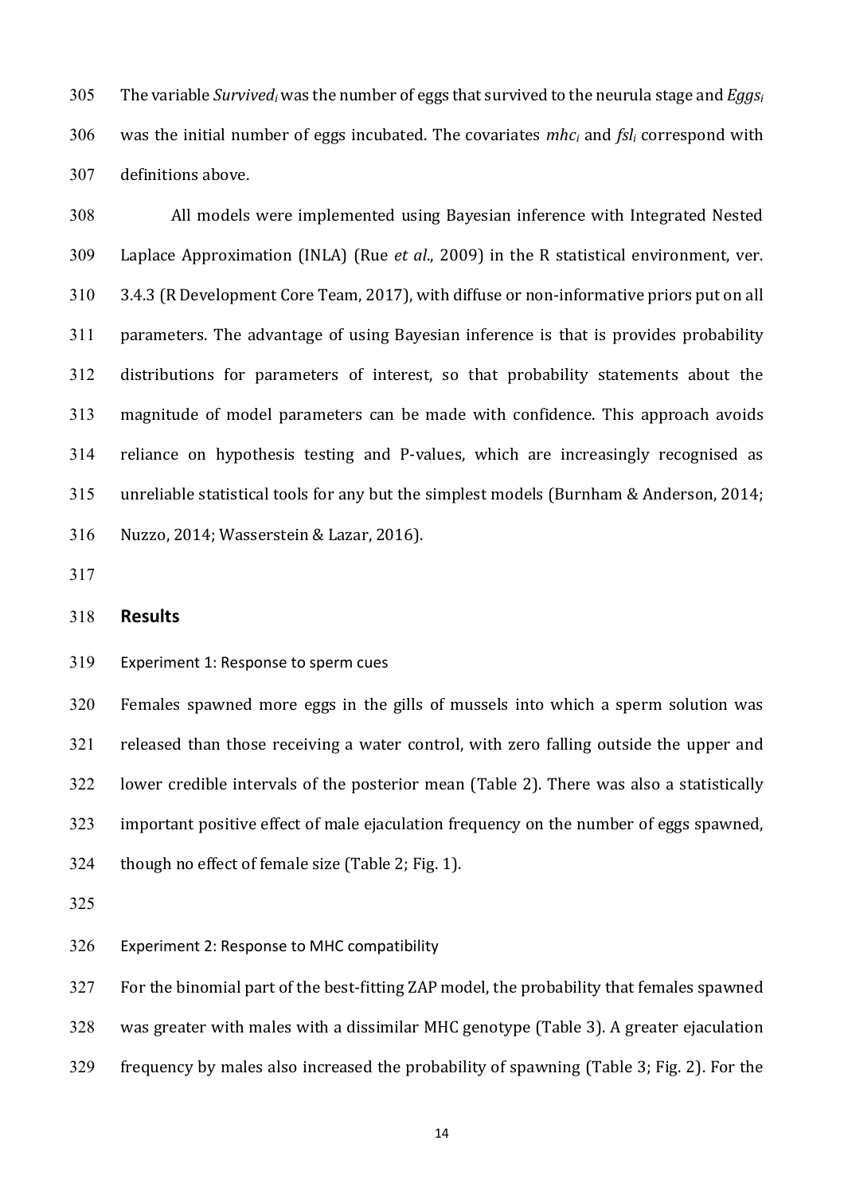The variable $Survived_i$ was the number of eggs that survived to the neurula stage and $Eggs_i$ was the initial number of eggs incubated. The covariates $mhc_i$ and $fsl_i$ correspond with definitions above.

All models were implemented using Bayesian inference with Integrated Nested Laplace Approximation (INLA) (Rue *et al*., 2009) in the R statistical environment, ver. 3.4.3 (R Development Core Team, 2017), with diffuse or non-informative priors put on all parameters. The advantage of using Bayesian inference is that is provides probability distributions for parameters of interest, so that probability statements about the magnitude of model parameters can be made with confidence. This approach avoids reliance on hypothesis testing and P-values, which are increasingly recognised as unreliable statistical tools for any but the simplest models (Burnham & Anderson, 2014; Nuzzo, 2014; Wasserstein & Lazar, 2016).

## Results

### Experiment 1: Response to sperm cues

Females spawned more eggs in the gills of mussels into which a sperm solution was released than those receiving a water control, with zero falling outside the upper and lower credible intervals of the posterior mean (Table 2). There was also a statistically important positive effect of male ejaculation frequency on the number of eggs spawned, though no effect of female size (Table 2; Fig. 1).

### Experiment 2: Response to MHC compatibility

For the binomial part of the best-fitting ZAP model, the probability that females spawned was greater with males with a dissimilar MHC genotype (Table 3). A greater ejaculation frequency by males also increased the probability of spawning (Table 3; Fig. 2). For the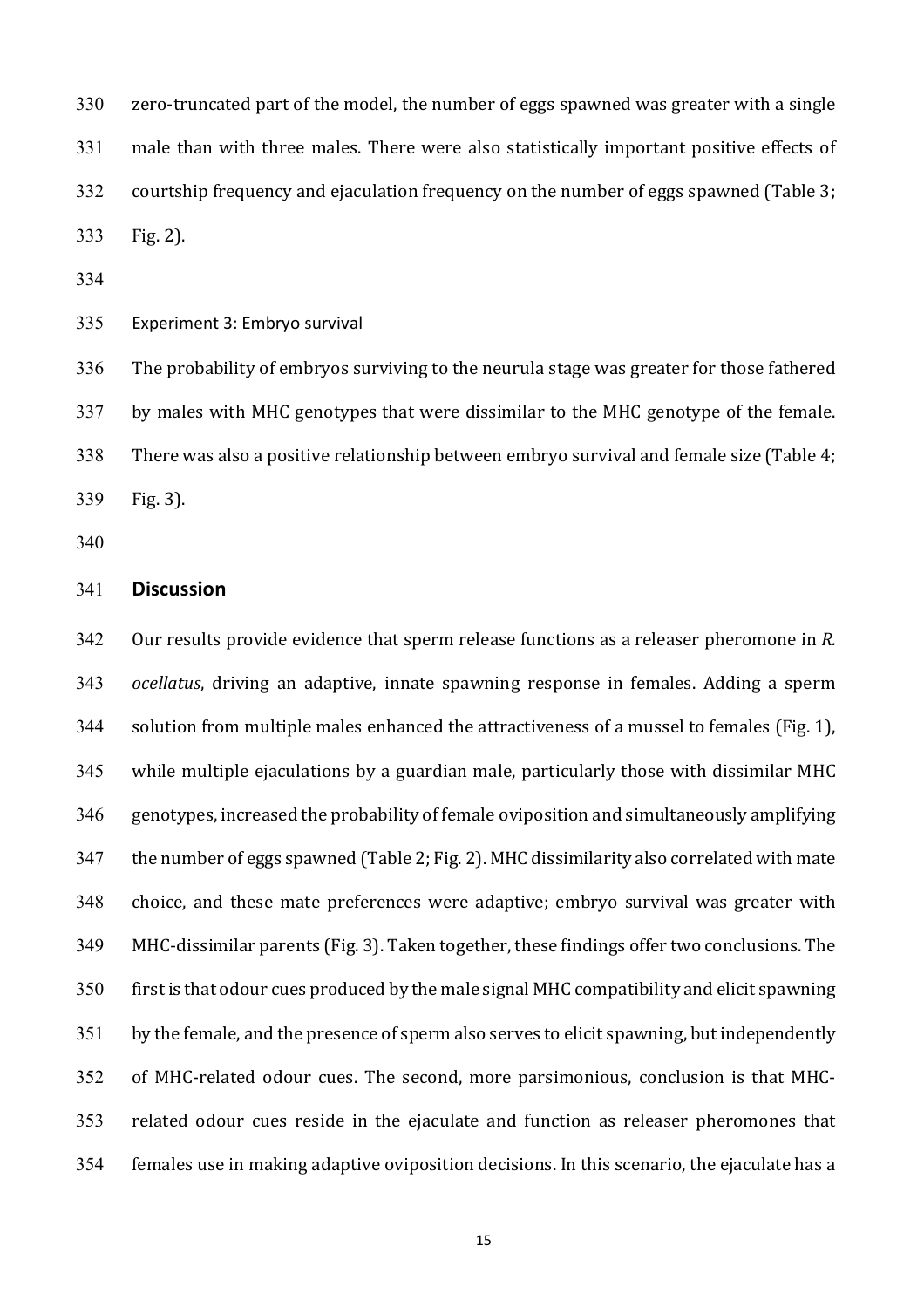zero-truncated part of the model, the number of eggs spawned was greater with a single male than with three males. There were also statistically important positive effects of courtship frequency and ejaculation frequency on the number of eggs spawned (Table 3; Fig. 2).

Experiment 3: Embryo survival

The probability of embryos surviving to the neurula stage was greater for those fathered by males with MHC genotypes that were dissimilar to the MHC genotype of the female. There was also a positive relationship between embryo survival and female size (Table 4; Fig. 3).

## Discussion

Our results provide evidence that sperm release functions as a releaser pheromone in *R. ocellatus*, driving an adaptive, innate spawning response in females. Adding a sperm solution from multiple males enhanced the attractiveness of a mussel to females (Fig. 1), while multiple ejaculations by a guardian male, particularly those with dissimilar MHC genotypes, increased the probability of female oviposition and simultaneously amplifying the number of eggs spawned (Table 2; Fig. 2). MHC dissimilarity also correlated with mate choice, and these mate preferences were adaptive; embryo survival was greater with MHC-dissimilar parents (Fig. 3). Taken together, these findings offer two conclusions. The first is that odour cues produced by the male signal MHC compatibility and elicit spawning by the female, and the presence of sperm also serves to elicit spawning, but independently of MHC-related odour cues. The second, more parsimonious, conclusion is that MHC-related odour cues reside in the ejaculate and function as releaser pheromones that females use in making adaptive oviposition decisions. In this scenario, the ejaculate has a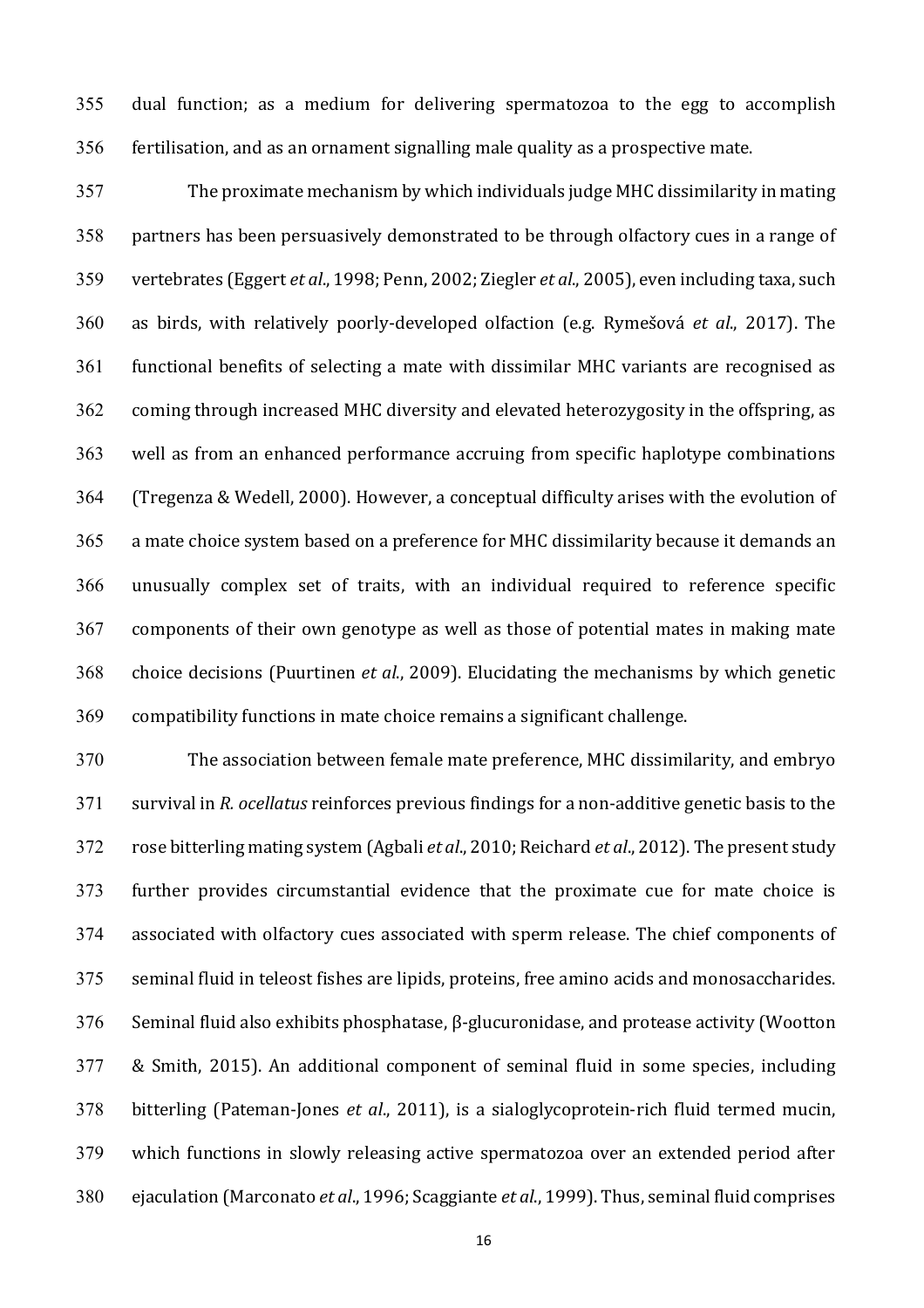dual function; as a medium for delivering spermatozoa to the egg to accomplish fertilisation, and as an ornament signalling male quality as a prospective mate.

The proximate mechanism by which individuals judge MHC dissimilarity in mating partners has been persuasively demonstrated to be through olfactory cues in a range of vertebrates (Eggert *et al*., 1998; Penn, 2002; Ziegler *et al*., 2005), even including taxa, such as birds, with relatively poorly-developed olfaction (e.g. Rymešová *et al*., 2017). The functional benefits of selecting a mate with dissimilar MHC variants are recognised as coming through increased MHC diversity and elevated heterozygosity in the offspring, as well as from an enhanced performance accruing from specific haplotype combinations (Tregenza & Wedell, 2000). However, a conceptual difficulty arises with the evolution of a mate choice system based on a preference for MHC dissimilarity because it demands an unusually complex set of traits, with an individual required to reference specific components of their own genotype as well as those of potential mates in making mate choice decisions (Puurtinen *et al*., 2009). Elucidating the mechanisms by which genetic compatibility functions in mate choice remains a significant challenge.

The association between female mate preference, MHC dissimilarity, and embryo survival in *R. ocellatus* reinforces previous findings for a non-additive genetic basis to the rose bitterling mating system (Agbali *et al*., 2010; Reichard *et al*., 2012). The present study further provides circumstantial evidence that the proximate cue for mate choice is associated with olfactory cues associated with sperm release. The chief components of seminal fluid in teleost fishes are lipids, proteins, free amino acids and monosaccharides. Seminal fluid also exhibits phosphatase, β-glucuronidase, and protease activity (Wootton & Smith, 2015). An additional component of seminal fluid in some species, including bitterling (Pateman-Jones *et al*., 2011), is a sialoglycoprotein-rich fluid termed mucin, which functions in slowly releasing active spermatozoa over an extended period after ejaculation (Marconato *et al*., 1996; Scaggiante *et al*., 1999). Thus, seminal fluid comprises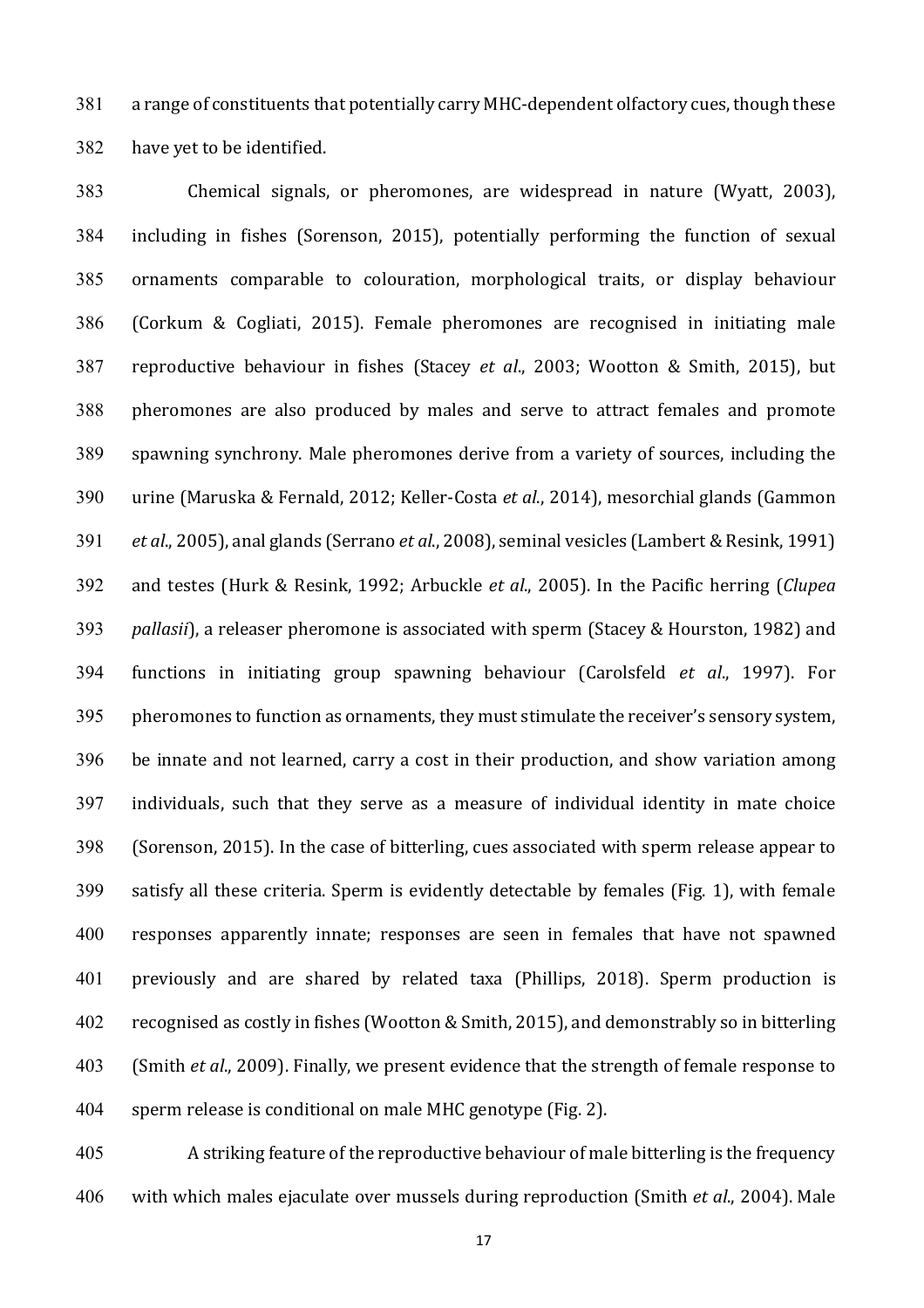a range of constituents that potentially carry MHC-dependent olfactory cues, though these have yet to be identified.

Chemical signals, or pheromones, are widespread in nature (Wyatt, 2003), including in fishes (Sorenson, 2015), potentially performing the function of sexual ornaments comparable to colouration, morphological traits, or display behaviour (Corkum & Cogliati, 2015). Female pheromones are recognised in initiating male reproductive behaviour in fishes (Stacey *et al*., 2003; Wootton & Smith, 2015), but pheromones are also produced by males and serve to attract females and promote spawning synchrony. Male pheromones derive from a variety of sources, including the urine (Maruska & Fernald, 2012; Keller-Costa *et al*., 2014), mesorchial glands (Gammon *et al*., 2005), anal glands (Serrano *et al*., 2008), seminal vesicles (Lambert & Resink, 1991) and testes (Hurk & Resink, 1992; Arbuckle *et al*., 2005). In the Pacific herring (*Clupea pallasii*), a releaser pheromone is associated with sperm (Stacey & Hourston, 1982) and functions in initiating group spawning behaviour (Carolsfeld *et al*., 1997). For pheromones to function as ornaments, they must stimulate the receiver's sensory system, be innate and not learned, carry a cost in their production, and show variation among individuals, such that they serve as a measure of individual identity in mate choice (Sorenson, 2015). In the case of bitterling, cues associated with sperm release appear to satisfy all these criteria. Sperm is evidently detectable by females (Fig. 1), with female responses apparently innate; responses are seen in females that have not spawned previously and are shared by related taxa (Phillips, 2018). Sperm production is recognised as costly in fishes (Wootton & Smith, 2015), and demonstrably so in bitterling (Smith *et al*., 2009). Finally, we present evidence that the strength of female response to sperm release is conditional on male MHC genotype (Fig. 2).

A striking feature of the reproductive behaviour of male bitterling is the frequency with which males ejaculate over mussels during reproduction (Smith *et al*., 2004). Male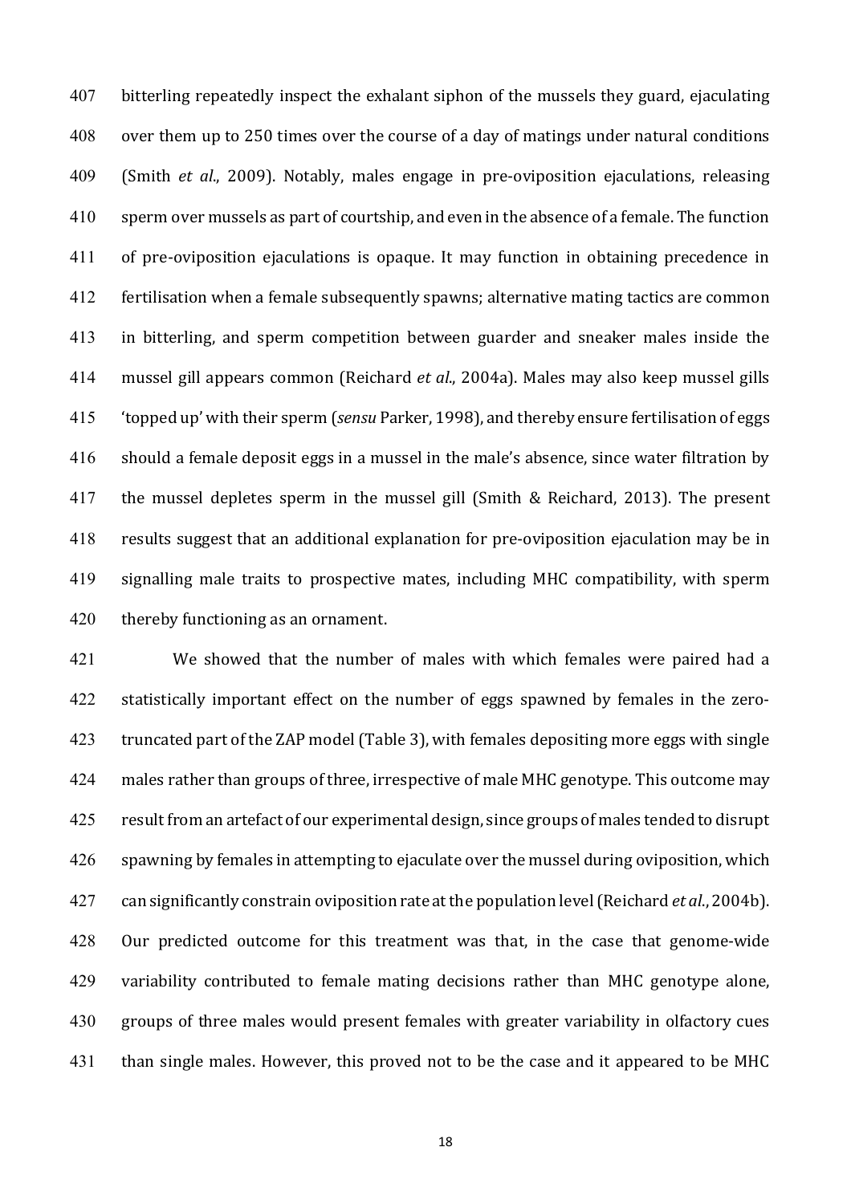bitterling repeatedly inspect the exhalant siphon of the mussels they guard, ejaculating over them up to 250 times over the course of a day of matings under natural conditions (Smith *et al*., 2009). Notably, males engage in pre-oviposition ejaculations, releasing sperm over mussels as part of courtship, and even in the absence of a female. The function of pre-oviposition ejaculations is opaque. It may function in obtaining precedence in fertilisation when a female subsequently spawns; alternative mating tactics are common in bitterling, and sperm competition between guarder and sneaker males inside the mussel gill appears common (Reichard *et al*., 2004a). Males may also keep mussel gills 'topped up' with their sperm (*sensu* Parker, 1998), and thereby ensure fertilisation of eggs should a female deposit eggs in a mussel in the male's absence, since water filtration by the mussel depletes sperm in the mussel gill (Smith & Reichard, 2013). The present results suggest that an additional explanation for pre-oviposition ejaculation may be in signalling male traits to prospective mates, including MHC compatibility, with sperm thereby functioning as an ornament.

We showed that the number of males with which females were paired had a statistically important effect on the number of eggs spawned by females in the zero-truncated part of the ZAP model (Table 3), with females depositing more eggs with single males rather than groups of three, irrespective of male MHC genotype. This outcome may result from an artefact of our experimental design, since groups of males tended to disrupt spawning by females in attempting to ejaculate over the mussel during oviposition, which can significantly constrain oviposition rate at the population level (Reichard *et al*., 2004b). Our predicted outcome for this treatment was that, in the case that genome-wide variability contributed to female mating decisions rather than MHC genotype alone, groups of three males would present females with greater variability in olfactory cues than single males. However, this proved not to be the case and it appeared to be MHC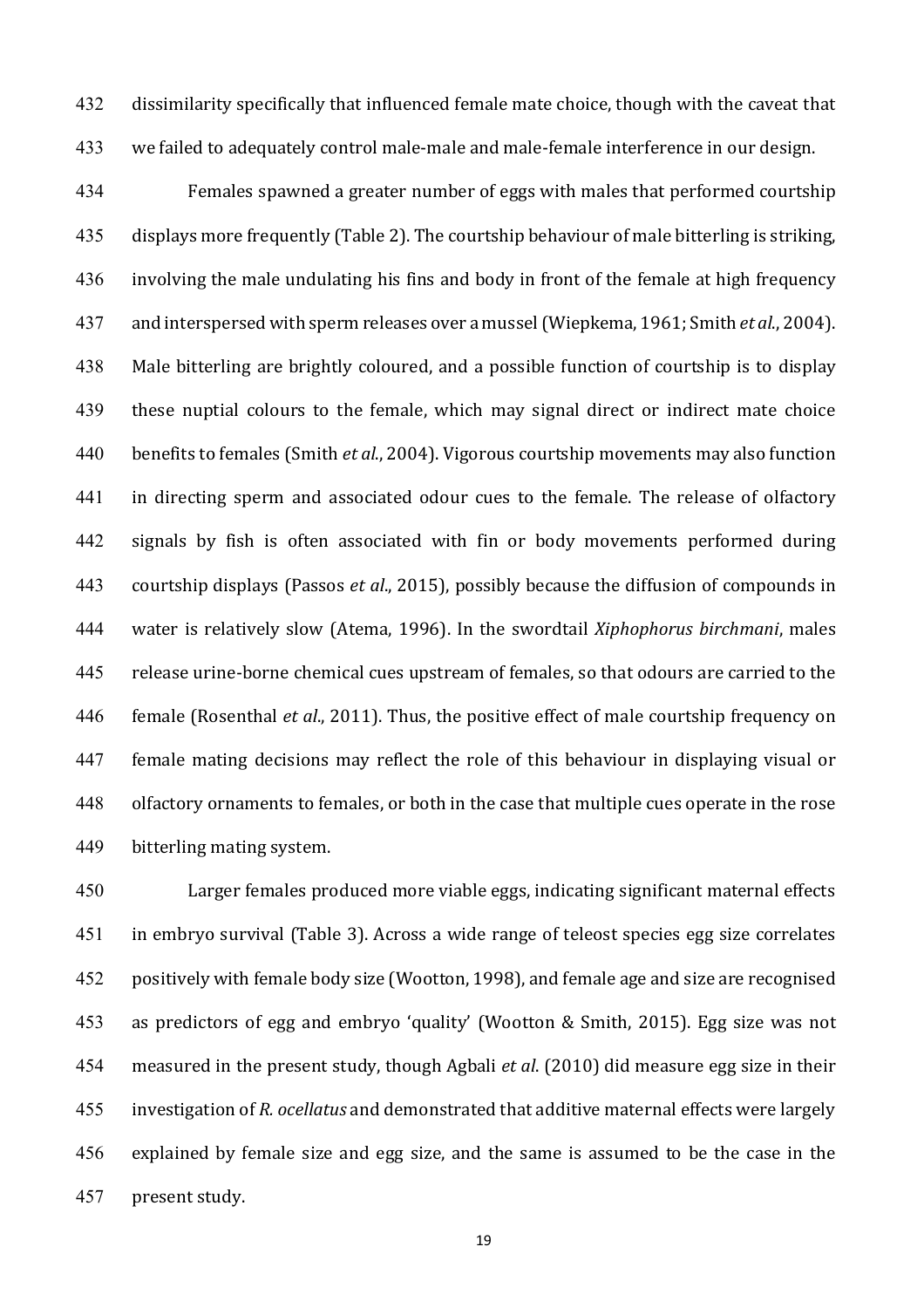dissimilarity specifically that influenced female mate choice, though with the caveat that we failed to adequately control male-male and male-female interference in our design.

Females spawned a greater number of eggs with males that performed courtship displays more frequently (Table 2). The courtship behaviour of male bitterling is striking, involving the male undulating his fins and body in front of the female at high frequency and interspersed with sperm releases over a mussel (Wiepkema, 1961; Smith *et al*., 2004). Male bitterling are brightly coloured, and a possible function of courtship is to display these nuptial colours to the female, which may signal direct or indirect mate choice benefits to females (Smith *et al*., 2004). Vigorous courtship movements may also function in directing sperm and associated odour cues to the female. The release of olfactory signals by fish is often associated with fin or body movements performed during courtship displays (Passos *et al*., 2015), possibly because the diffusion of compounds in water is relatively slow (Atema, 1996). In the swordtail *Xiphophorus birchmani*, males release urine-borne chemical cues upstream of females, so that odours are carried to the female (Rosenthal *et al*., 2011). Thus, the positive effect of male courtship frequency on female mating decisions may reflect the role of this behaviour in displaying visual or olfactory ornaments to females, or both in the case that multiple cues operate in the rose bitterling mating system.

Larger females produced more viable eggs, indicating significant maternal effects in embryo survival (Table 3). Across a wide range of teleost species egg size correlates positively with female body size (Wootton, 1998), and female age and size are recognised as predictors of egg and embryo 'quality' (Wootton & Smith, 2015). Egg size was not measured in the present study, though Agbali *et al*. (2010) did measure egg size in their investigation of *R. ocellatus* and demonstrated that additive maternal effects were largely explained by female size and egg size, and the same is assumed to be the case in the present study.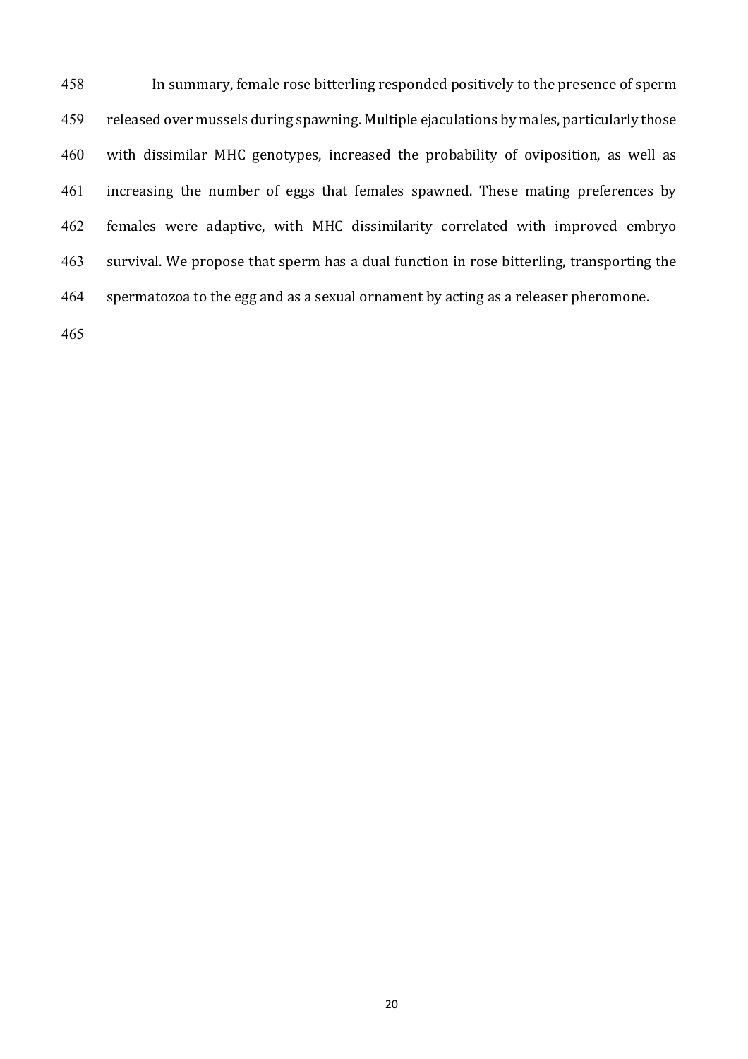In summary, female rose bitterling responded positively to the presence of sperm released over mussels during spawning. Multiple ejaculations by males, particularly those with dissimilar MHC genotypes, increased the probability of oviposition, as well as increasing the number of eggs that females spawned. These mating preferences by females were adaptive, with MHC dissimilarity correlated with improved embryo survival. We propose that sperm has a dual function in rose bitterling, transporting the spermatozoa to the egg and as a sexual ornament by acting as a releaser pheromone.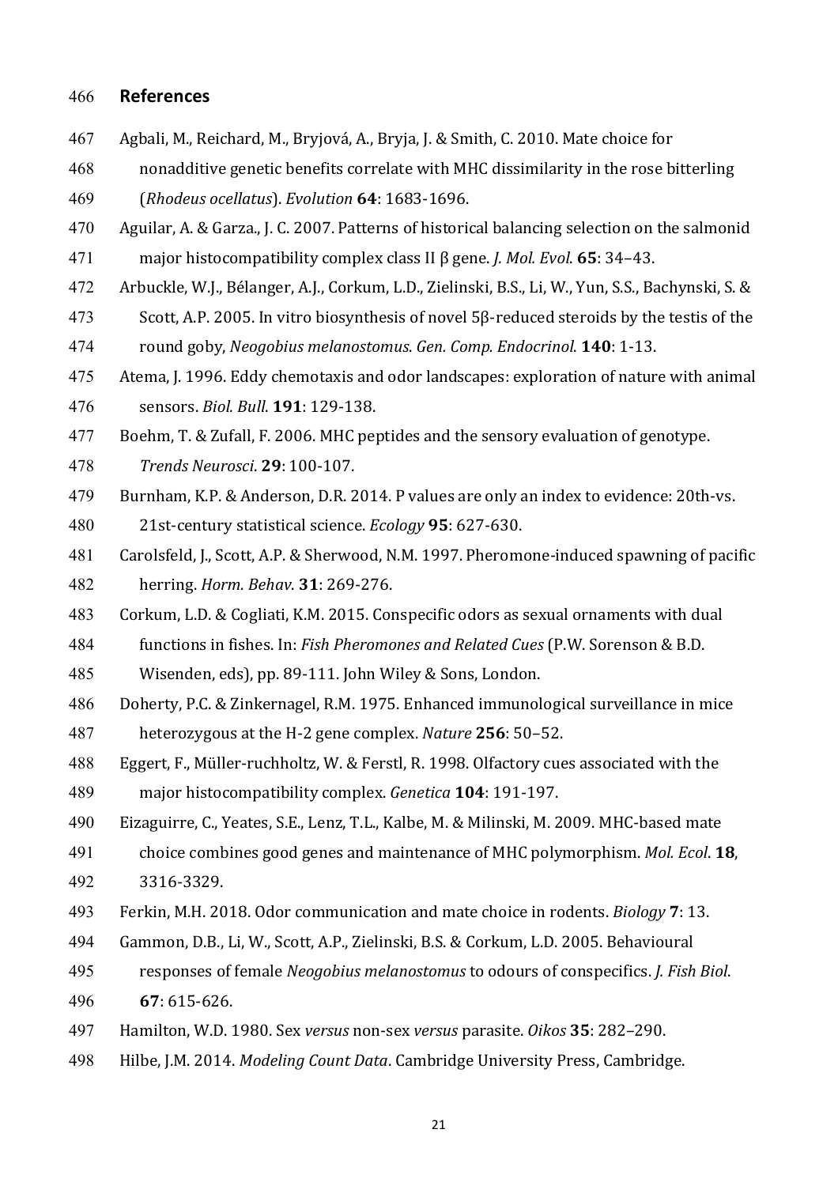## References

Agbali, M., Reichard, M., Bryjová, A., Bryja, J. & Smith, C. 2010. Mate choice for nonadditive genetic benefits correlate with MHC dissimilarity in the rose bitterling (*Rhodeus ocellatus*). *Evolution* **64**: 1683-1696.

Aguilar, A. & Garza., J. C. 2007. Patterns of historical balancing selection on the salmonid major histocompatibility complex class II β gene. *J. Mol. Evol.* **65**: 34–43.

Arbuckle, W.J., Bélanger, A.J., Corkum, L.D., Zielinski, B.S., Li, W., Yun, S.S., Bachynski, S. & Scott, A.P. 2005. In vitro biosynthesis of novel 5β-reduced steroids by the testis of the round goby, *Neogobius melanostomus*. *Gen. Comp. Endocrinol.* **140**: 1-13.

Atema, J. 1996. Eddy chemotaxis and odor landscapes: exploration of nature with animal sensors. *Biol. Bull.* **191**: 129-138.

Boehm, T. & Zufall, F. 2006. MHC peptides and the sensory evaluation of genotype. *Trends Neurosci.* **29**: 100-107.

Burnham, K.P. & Anderson, D.R. 2014. P values are only an index to evidence: 20th-vs. 21st-century statistical science. *Ecology* **95**: 627-630.

Carolsfeld, J., Scott, A.P. & Sherwood, N.M. 1997. Pheromone-induced spawning of pacific herring. *Horm. Behav.* **31**: 269-276.

Corkum, L.D. & Cogliati, K.M. 2015. Conspecific odors as sexual ornaments with dual functions in fishes. In: *Fish Pheromones and Related Cues* (P.W. Sorenson & B.D. Wisenden, eds), pp. 89-111. John Wiley & Sons, London.

Doherty, P.C. & Zinkernagel, R.M. 1975. Enhanced immunological surveillance in mice heterozygous at the H-2 gene complex. *Nature* **256**: 50–52.

Eggert, F., Müller-ruchholtz, W. & Ferstl, R. 1998. Olfactory cues associated with the major histocompatibility complex. *Genetica* **104**: 191-197.

Eizaguirre, C., Yeates, S.E., Lenz, T.L., Kalbe, M. & Milinski, M. 2009. MHC-based mate choice combines good genes and maintenance of MHC polymorphism. *Mol. Ecol.* **18**, 3316-3329.

Ferkin, M.H. 2018. Odor communication and mate choice in rodents. *Biology* **7**: 13.

Gammon, D.B., Li, W., Scott, A.P., Zielinski, B.S. & Corkum, L.D. 2005. Behavioural responses of female *Neogobius melanostomus* to odours of conspecifics. *J. Fish Biol.* **67**: 615-626.

Hamilton, W.D. 1980. Sex *versus* non-sex *versus* parasite. *Oikos* **35**: 282–290.

Hilbe, J.M. 2014. *Modeling Count Data*. Cambridge University Press, Cambridge.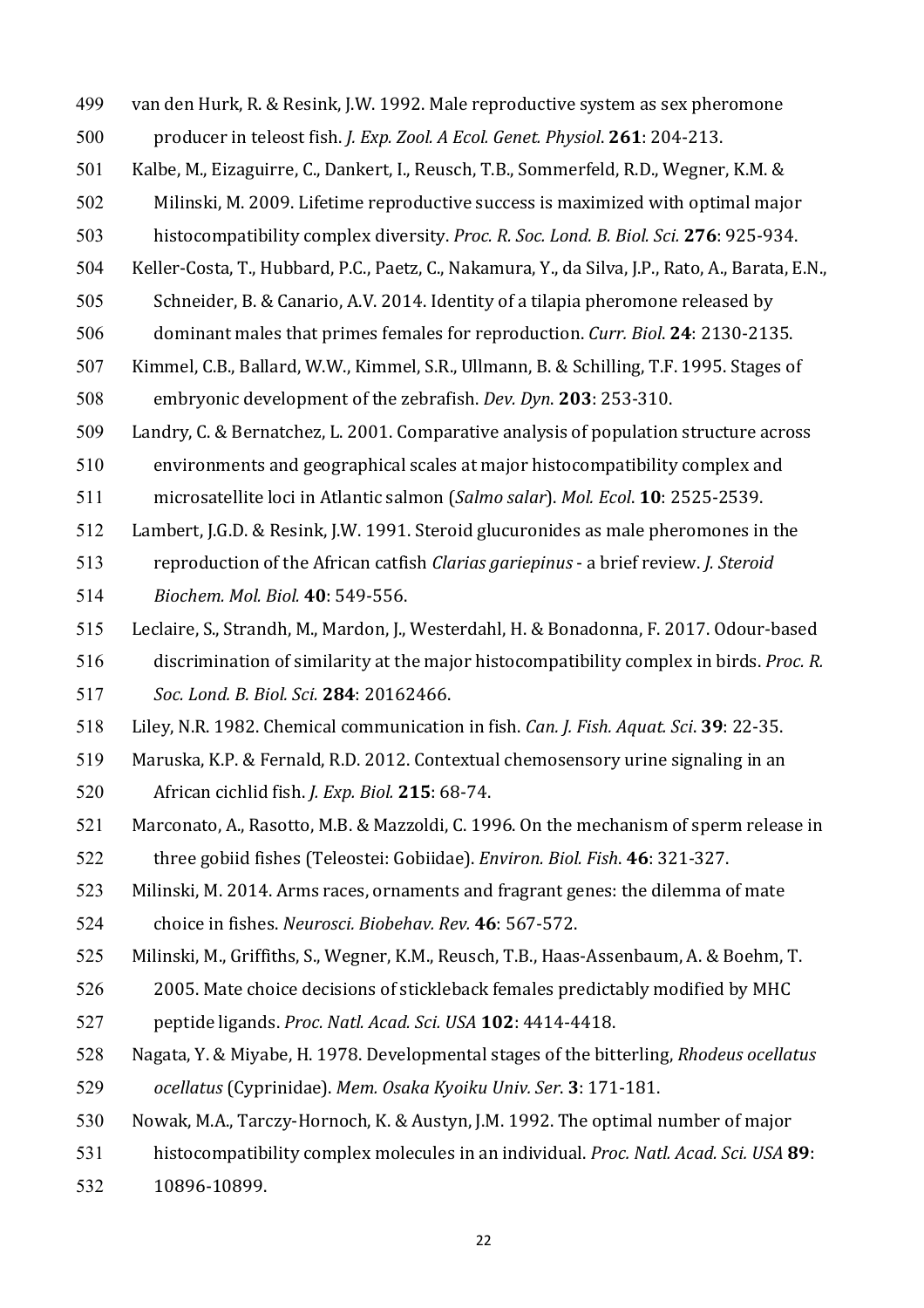van den Hurk, R. & Resink, J.W. 1992. Male reproductive system as sex pheromone producer in teleost fish. *J. Exp. Zool. A Ecol. Genet. Physiol*. **261**: 204-213.

Kalbe, M., Eizaguirre, C., Dankert, I., Reusch, T.B., Sommerfeld, R.D., Wegner, K.M. & Milinski, M. 2009. Lifetime reproductive success is maximized with optimal major histocompatibility complex diversity. *Proc. R. Soc. Lond. B. Biol. Sci.* **276**: 925-934.

Keller-Costa, T., Hubbard, P.C., Paetz, C., Nakamura, Y., da Silva, J.P., Rato, A., Barata, E.N., Schneider, B. & Canario, A.V. 2014. Identity of a tilapia pheromone released by dominant males that primes females for reproduction. *Curr. Biol*. **24**: 2130-2135.

Kimmel, C.B., Ballard, W.W., Kimmel, S.R., Ullmann, B. & Schilling, T.F. 1995. Stages of embryonic development of the zebrafish. *Dev. Dyn*. **203**: 253-310.

Landry, C. & Bernatchez, L. 2001. Comparative analysis of population structure across environments and geographical scales at major histocompatibility complex and microsatellite loci in Atlantic salmon (*Salmo salar*). *Mol. Ecol*. **10**: 2525-2539.

Lambert, J.G.D. & Resink, J.W. 1991. Steroid glucuronides as male pheromones in the reproduction of the African catfish *Clarias gariepinus* - a brief review. *J. Steroid Biochem. Mol. Biol.* **40**: 549-556.

Leclaire, S., Strandh, M., Mardon, J., Westerdahl, H. & Bonadonna, F. 2017. Odour-based discrimination of similarity at the major histocompatibility complex in birds. *Proc. R. Soc. Lond. B. Biol. Sci.* **284**: 20162466.

Liley, N.R. 1982. Chemical communication in fish. *Can. J. Fish. Aquat. Sci*. **39**: 22-35.

Maruska, K.P. & Fernald, R.D. 2012. Contextual chemosensory urine signaling in an African cichlid fish. *J. Exp. Biol.* **215**: 68-74.

Marconato, A., Rasotto, M.B. & Mazzoldi, C. 1996. On the mechanism of sperm release in three gobiid fishes (Teleostei: Gobiidae). *Environ. Biol. Fish*. **46**: 321-327.

Milinski, M. 2014. Arms races, ornaments and fragrant genes: the dilemma of mate choice in fishes. *Neurosci. Biobehav. Rev.* **46**: 567-572.

Milinski, M., Griffiths, S., Wegner, K.M., Reusch, T.B., Haas-Assenbaum, A. & Boehm, T. 2005. Mate choice decisions of stickleback females predictably modified by MHC peptide ligands. *Proc. Natl. Acad. Sci. USA* **102**: 4414-4418.

Nagata, Y. & Miyabe, H. 1978. Developmental stages of the bitterling, *Rhodeus ocellatus ocellatus* (Cyprinidae). *Mem. Osaka Kyoiku Univ. Ser.* **3**: 171-181.

Nowak, M.A., Tarczy-Hornoch, K. & Austyn, J.M. 1992. The optimal number of major histocompatibility complex molecules in an individual. *Proc. Natl. Acad. Sci. USA* **89**: 10896-10899.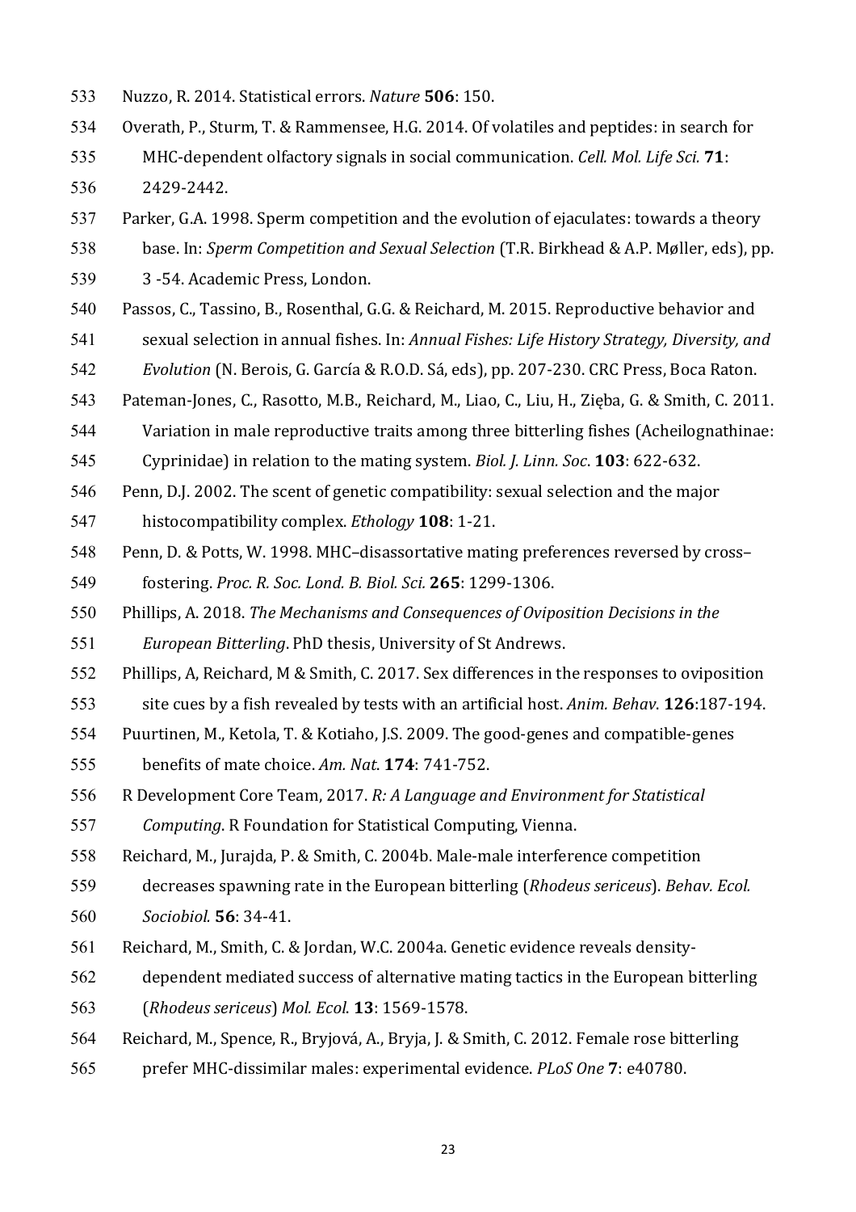Nuzzo, R. 2014. Statistical errors. *Nature* **506**: 150.

Overath, P., Sturm, T. & Rammensee, H.G. 2014. Of volatiles and peptides: in search for MHC-dependent olfactory signals in social communication. *Cell. Mol. Life Sci.* **71**: 2429-2442.

Parker, G.A. 1998. Sperm competition and the evolution of ejaculates: towards a theory base. In: *Sperm Competition and Sexual Selection* (T.R. Birkhead & A.P. Møller, eds), pp. 3 -54. Academic Press, London.

Passos, C., Tassino, B., Rosenthal, G.G. & Reichard, M. 2015. Reproductive behavior and sexual selection in annual fishes. In: *Annual Fishes: Life History Strategy, Diversity, and Evolution* (N. Berois, G. García & R.O.D. Sá, eds), pp. 207-230. CRC Press, Boca Raton.

Pateman-Jones, C., Rasotto, M.B., Reichard, M., Liao, C., Liu, H., Zięba, G. & Smith, C. 2011. Variation in male reproductive traits among three bitterling fishes (Acheilognathinae: Cyprinidae) in relation to the mating system. *Biol. J. Linn. Soc*. **103**: 622-632.

Penn, D.J. 2002. The scent of genetic compatibility: sexual selection and the major histocompatibility complex. *Ethology* **108**: 1-21.

Penn, D. & Potts, W. 1998. MHC–disassortative mating preferences reversed by cross–fostering. *Proc. R. Soc. Lond. B. Biol. Sci.* **265**: 1299-1306.

Phillips, A. 2018. *The Mechanisms and Consequences of Oviposition Decisions in the European Bitterling*. PhD thesis, University of St Andrews.

Phillips, A, Reichard, M & Smith, C. 2017. Sex differences in the responses to oviposition site cues by a fish revealed by tests with an artificial host. *Anim. Behav.* **126**:187-194.

Puurtinen, M., Ketola, T. & Kotiaho, J.S. 2009. The good-genes and compatible-genes benefits of mate choice. *Am. Nat*. **174**: 741-752.

R Development Core Team, 2017. *R: A Language and Environment for Statistical Computing*. R Foundation for Statistical Computing, Vienna.

Reichard, M., Jurajda, P. & Smith, C. 2004b. Male-male interference competition decreases spawning rate in the European bitterling (*Rhodeus sericeus*). *Behav. Ecol. Sociobiol.* **56**: 34-41.

Reichard, M., Smith, C. & Jordan, W.C. 2004a. Genetic evidence reveals density-dependent mediated success of alternative mating tactics in the European bitterling (*Rhodeus sericeus*) *Mol. Ecol*. **13**: 1569-1578.

Reichard, M., Spence, R., Bryjová, A., Bryja, J. & Smith, C. 2012. Female rose bitterling prefer MHC-dissimilar males: experimental evidence. *PLoS One* **7**: e40780.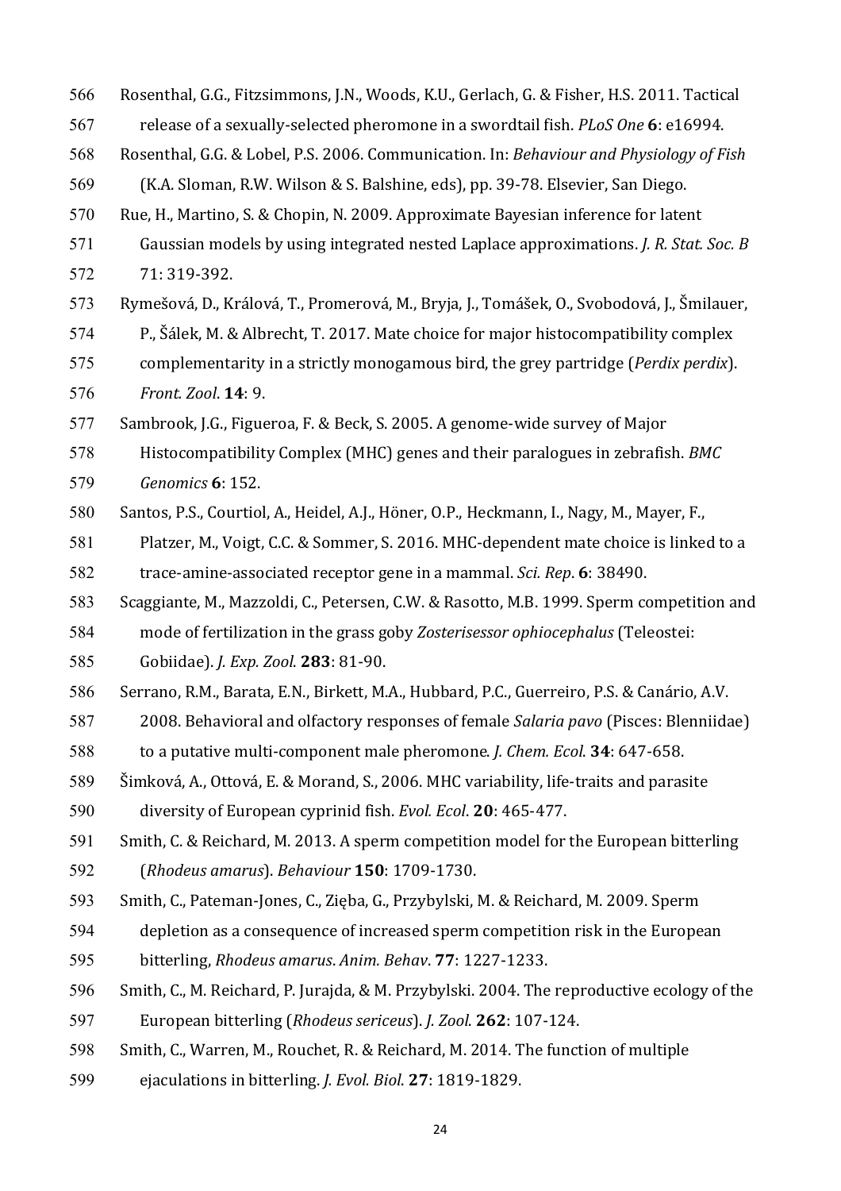Rosenthal, G.G., Fitzsimmons, J.N., Woods, K.U., Gerlach, G. & Fisher, H.S. 2011. Tactical release of a sexually-selected pheromone in a swordtail fish. *PLoS One* **6**: e16994.

Rosenthal, G.G. & Lobel, P.S. 2006. Communication. In: *Behaviour and Physiology of Fish* (K.A. Sloman, R.W. Wilson & S. Balshine, eds), pp. 39-78. Elsevier, San Diego.

Rue, H., Martino, S. & Chopin, N. 2009. Approximate Bayesian inference for latent Gaussian models by using integrated nested Laplace approximations. *J. R. Stat. Soc. B* 71: 319-392.

Rymešová, D., Králová, T., Promerová, M., Bryja, J., Tomášek, O., Svobodová, J., Šmilauer, P., Šálek, M. & Albrecht, T. 2017. Mate choice for major histocompatibility complex complementarity in a strictly monogamous bird, the grey partridge (*Perdix perdix*). *Front. Zool*. **14**: 9.

Sambrook, J.G., Figueroa, F. & Beck, S. 2005. A genome-wide survey of Major Histocompatibility Complex (MHC) genes and their paralogues in zebrafish. *BMC Genomics* **6**: 152.

Santos, P.S., Courtiol, A., Heidel, A.J., Höner, O.P., Heckmann, I., Nagy, M., Mayer, F., Platzer, M., Voigt, C.C. & Sommer, S. 2016. MHC-dependent mate choice is linked to a trace-amine-associated receptor gene in a mammal. *Sci. Rep*. **6**: 38490.

Scaggiante, M., Mazzoldi, C., Petersen, C.W. & Rasotto, M.B. 1999. Sperm competition and mode of fertilization in the grass goby *Zosterisessor ophiocephalus* (Teleostei: Gobiidae). *J. Exp. Zool.* **283**: 81-90.

Serrano, R.M., Barata, E.N., Birkett, M.A., Hubbard, P.C., Guerreiro, P.S. & Canário, A.V. 2008. Behavioral and olfactory responses of female *Salaria pavo* (Pisces: Blenniidae) to a putative multi-component male pheromone. *J. Chem. Ecol.* **34**: 647-658.

Šimková, A., Ottová, E. & Morand, S., 2006. MHC variability, life-traits and parasite diversity of European cyprinid fish. *Evol. Ecol*. **20**: 465-477.

Smith, C. & Reichard, M. 2013. A sperm competition model for the European bitterling (*Rhodeus amarus*). *Behaviour* **150**: 1709-1730.

Smith, C., Pateman-Jones, C., Zięba, G., Przybylski, M. & Reichard, M. 2009. Sperm depletion as a consequence of increased sperm competition risk in the European bitterling, *Rhodeus amarus*. *Anim. Behav*. **77**: 1227-1233.

Smith, C., M. Reichard, P. Jurajda, & M. Przybylski. 2004. The reproductive ecology of the European bitterling (*Rhodeus sericeus*). *J. Zool.* **262**: 107-124.

Smith, C., Warren, M., Rouchet, R. & Reichard, M. 2014. The function of multiple ejaculations in bitterling. *J. Evol. Biol*. **27**: 1819-1829.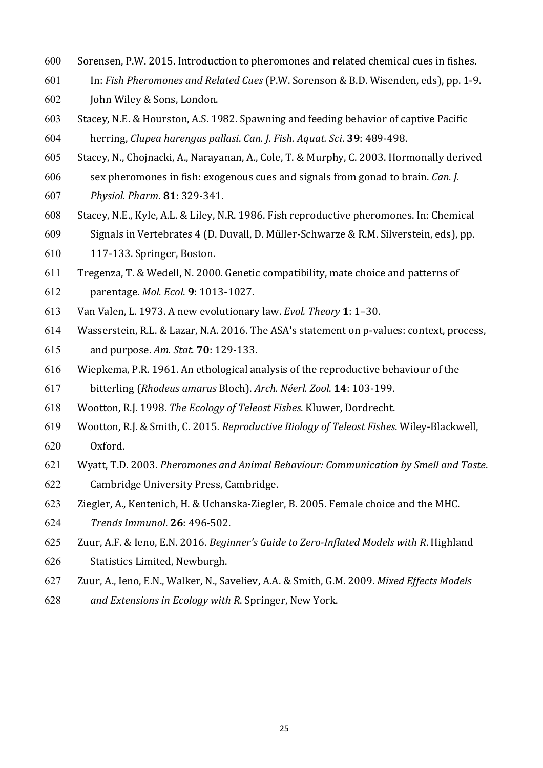Sorensen, P.W. 2015. Introduction to pheromones and related chemical cues in fishes. In: *Fish Pheromones and Related Cues* (P.W. Sorenson & B.D. Wisenden, eds), pp. 1-9. John Wiley & Sons, London.

Stacey, N.E. & Hourston, A.S. 1982. Spawning and feeding behavior of captive Pacific herring, *Clupea harengus pallasi*. *Can. J. Fish. Aquat. Sci*. **39**: 489-498.

Stacey, N., Chojnacki, A., Narayanan, A., Cole, T. & Murphy, C. 2003. Hormonally derived sex pheromones in fish: exogenous cues and signals from gonad to brain. *Can. J. Physiol. Pharm*. **81**: 329-341.

Stacey, N.E., Kyle, A.L. & Liley, N.R. 1986. Fish reproductive pheromones. In: Chemical Signals in Vertebrates 4 (D. Duvall, D. Müller-Schwarze & R.M. Silverstein, eds), pp. 117-133. Springer, Boston.

Tregenza, T. & Wedell, N. 2000. Genetic compatibility, mate choice and patterns of parentage. *Mol. Ecol*. **9**: 1013-1027.

Van Valen, L. 1973. A new evolutionary law. *Evol. Theory* **1**: 1–30.

Wasserstein, R.L. & Lazar, N.A. 2016. The ASA's statement on p-values: context, process, and purpose. *Am. Stat*. **70**: 129-133.

Wiepkema, P.R. 1961. An ethological analysis of the reproductive behaviour of the bitterling (*Rhodeus amarus* Bloch). *Arch. Néerl. Zool*. **14**: 103-199.

Wootton, R.J. 1998. *The Ecology of Teleost Fishes*. Kluwer, Dordrecht.

Wootton, R.J. & Smith, C. 2015. *Reproductive Biology of Teleost Fishes*. Wiley-Blackwell, Oxford.

Wyatt, T.D. 2003. *Pheromones and Animal Behaviour: Communication by Smell and Taste*. Cambridge University Press, Cambridge.

Ziegler, A., Kentenich, H. & Uchanska-Ziegler, B. 2005. Female choice and the MHC. *Trends Immunol*. **26**: 496-502.

Zuur, A.F. & Ieno, E.N. 2016. *Beginner's Guide to Zero-Inflated Models with R*. Highland Statistics Limited, Newburgh.

Zuur, A., Ieno, E.N., Walker, N., Saveliev, A.A. & Smith, G.M. 2009. *Mixed Effects Models and Extensions in Ecology with R*. Springer, New York.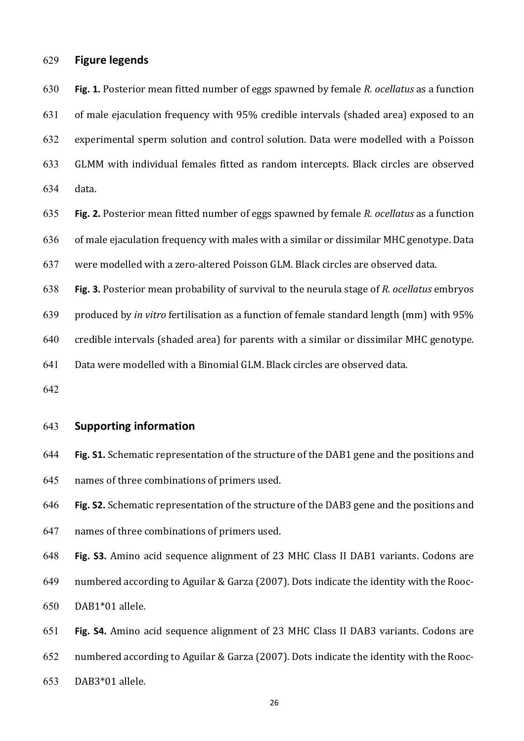## Figure legends

**Fig. 1.** Posterior mean fitted number of eggs spawned by female *R. ocellatus* as a function of male ejaculation frequency with 95% credible intervals (shaded area) exposed to an experimental sperm solution and control solution. Data were modelled with a Poisson GLMM with individual females fitted as random intercepts. Black circles are observed data.

**Fig. 2.** Posterior mean fitted number of eggs spawned by female *R. ocellatus* as a function of male ejaculation frequency with males with a similar or dissimilar MHC genotype. Data were modelled with a zero-altered Poisson GLM. Black circles are observed data.

**Fig. 3.** Posterior mean probability of survival to the neurula stage of *R. ocellatus* embryos produced by *in vitro* fertilisation as a function of female standard length (mm) with 95% credible intervals (shaded area) for parents with a similar or dissimilar MHC genotype. Data were modelled with a Binomial GLM. Black circles are observed data.

## Supporting information

**Fig. S1.** Schematic representation of the structure of the DAB1 gene and the positions and names of three combinations of primers used.

**Fig. S2.** Schematic representation of the structure of the DAB3 gene and the positions and names of three combinations of primers used.

**Fig. S3.** Amino acid sequence alignment of 23 MHC Class II DAB1 variants. Codons are numbered according to Aguilar & Garza (2007). Dots indicate the identity with the Rooc-DAB1*01 allele.

**Fig. S4.** Amino acid sequence alignment of 23 MHC Class II DAB3 variants. Codons are numbered according to Aguilar & Garza (2007). Dots indicate the identity with the Rooc-DAB3*01 allele.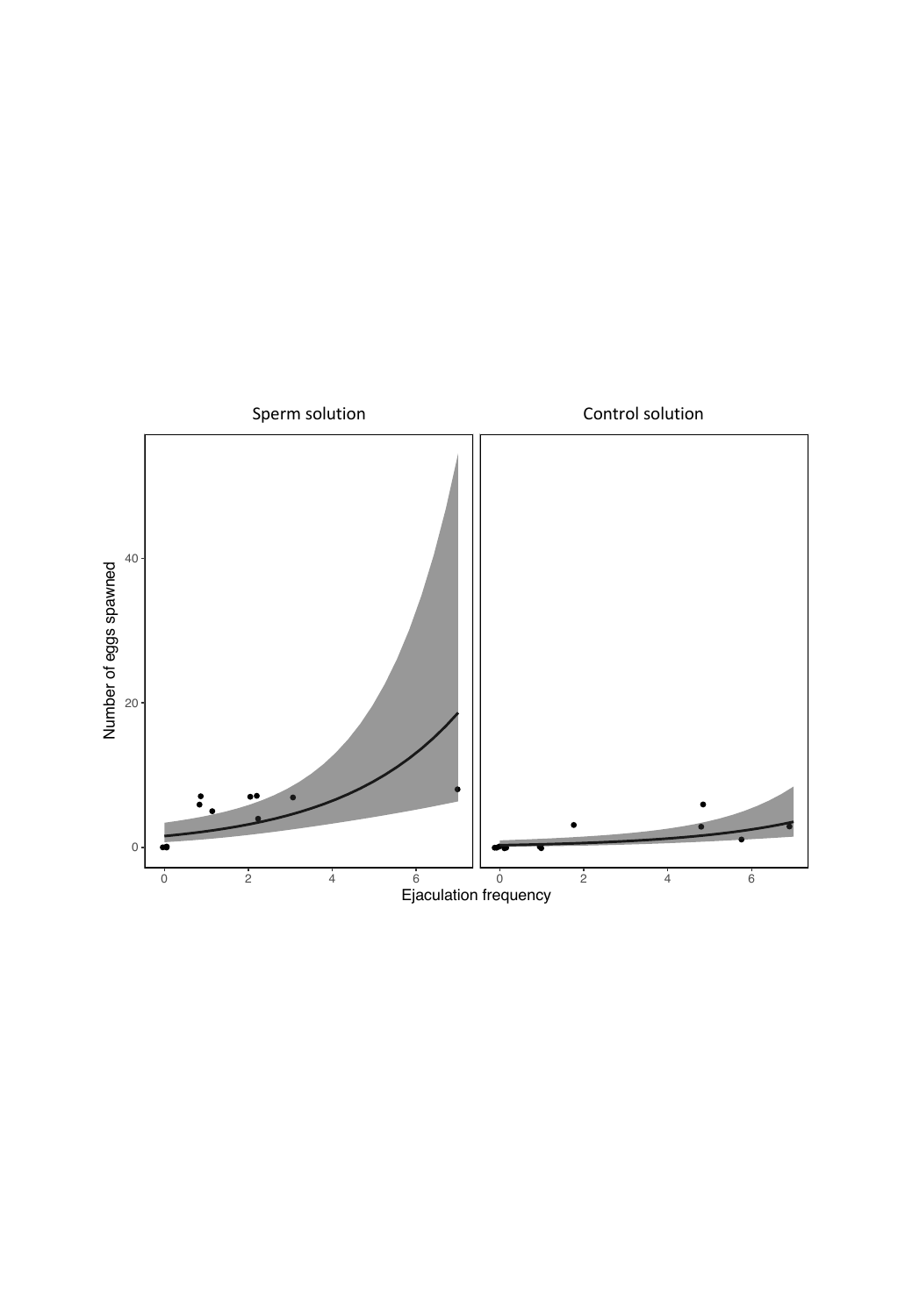Sperm solution

Control solution

Number of eggs spawned

Ejaculation frequency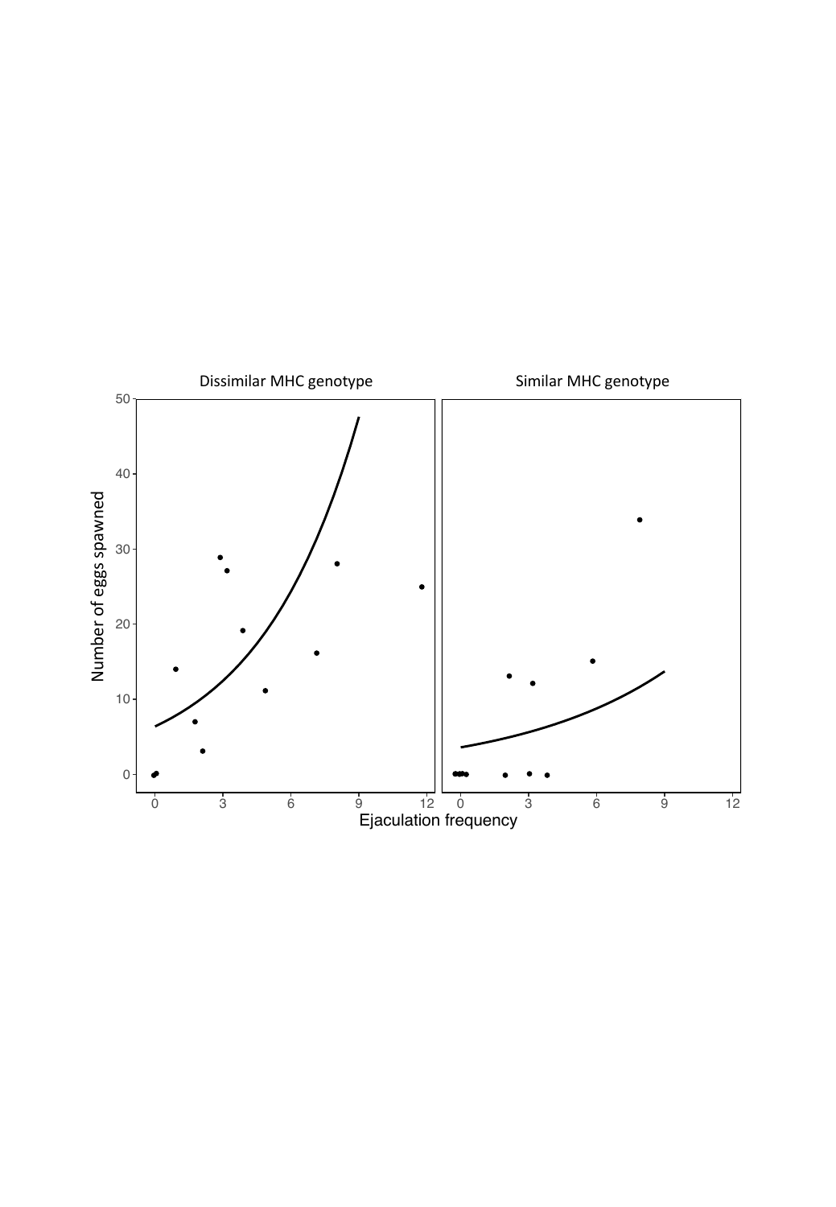Dissimilar MHC genotype

Similar MHC genotype

Number of eggs spawned

Ejaculation frequency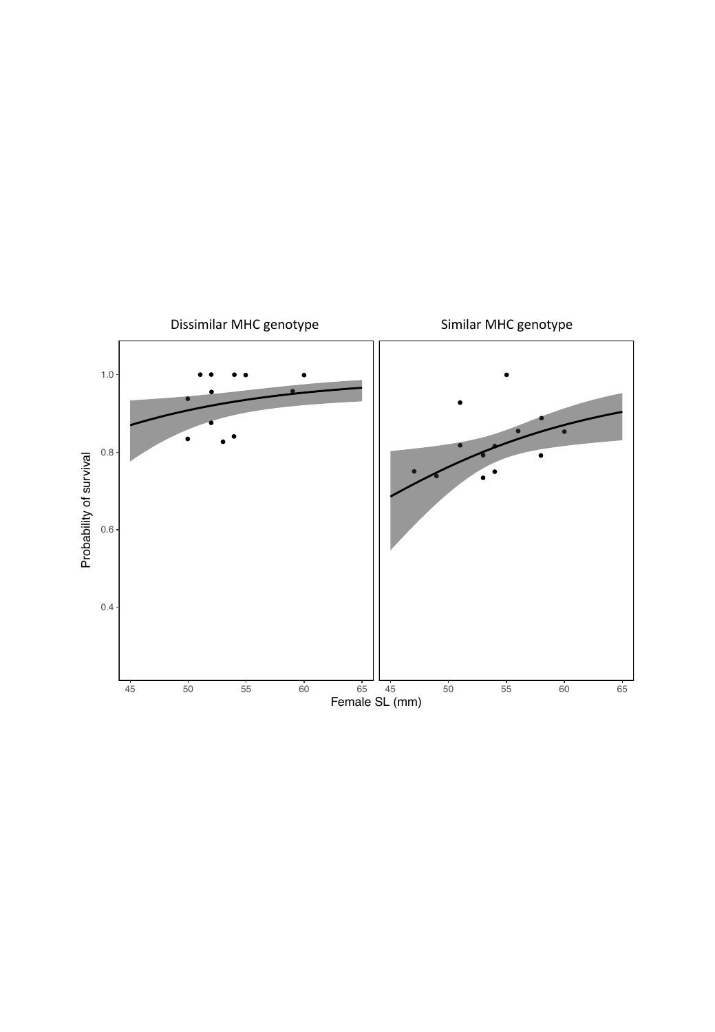Dissimilar MHC genotype

Similar MHC genotype

Probability of survival

Female SL (mm)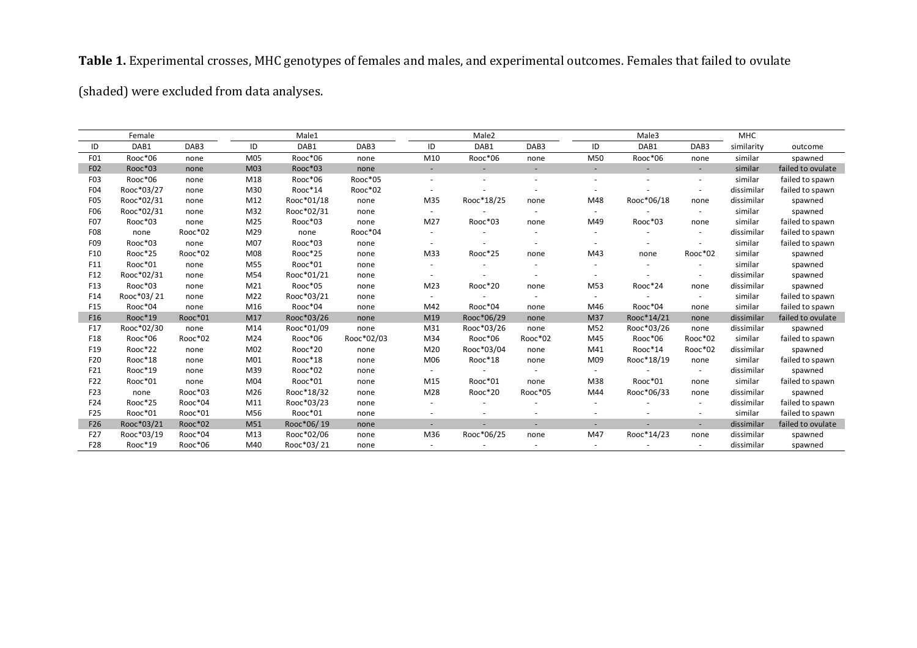**Table 1.** Experimental crosses, MHC genotypes of females and males, and experimental outcomes. Females that failed to ovulate (shaded) were excluded from data analyses.

| Female | | | Male1 | | | Male2 | | | Male3 | | | MHC | |
|---|---|---|---|---|---|---|---|---|---|---|---|---|---|
| ID | DAB1 | DAB3 | ID | DAB1 | DAB3 | ID | DAB1 | DAB3 | ID | DAB1 | DAB3 | similarity | outcome |
| F01 | Rooc*06 | none | M05 | Rooc*06 | none | M10 | Rooc*06 | none | M50 | Rooc*06 | none | similar | spawned |
| F02 | Rooc*03 | none | M03 | Rooc*03 | none | - | - | - | - | - | - | similar | failed to ovulate |
| F03 | Rooc*06 | none | M18 | Rooc*06 | Rooc*05 | - | - | - | - | - | - | similar | failed to spawn |
| F04 | Rooc*03/27 | none | M30 | Rooc*14 | Rooc*02 | - | - | - | - | - | - | dissimilar | failed to spawn |
| F05 | Rooc*02/31 | none | M12 | Rooc*01/18 | none | M35 | Rooc*18/25 | none | M48 | Rooc*06/18 | none | dissimilar | spawned |
| F06 | Rooc*02/31 | none | M32 | Rooc*02/31 | none | - | - | - | - | - | - | similar | spawned |
| F07 | Rooc*03 | none | M25 | Rooc*03 | none | M27 | Rooc*03 | none | M49 | Rooc*03 | none | similar | failed to spawn |
| F08 | none | Rooc*02 | M29 | none | Rooc*04 | - | - | - | - | - | - | dissimilar | failed to spawn |
| F09 | Rooc*03 | none | M07 | Rooc*03 | none | - | - | - | - | - | - | similar | failed to spawn |
| F10 | Rooc*25 | Rooc*02 | M08 | Rooc*25 | none | M33 | Rooc*25 | none | M43 | none | Rooc*02 | similar | spawned |
| F11 | Rooc*01 | none | M55 | Rooc*01 | none | - | - | - | - | - | - | similar | spawned |
| F12 | Rooc*02/31 | none | M54 | Rooc*01/21 | none | - | - | - | - | - | - | dissimilar | spawned |
| F13 | Rooc*03 | none | M21 | Rooc*05 | none | M23 | Rooc*20 | none | M53 | Rooc*24 | none | dissimilar | spawned |
| F14 | Rooc*03/ 21 | none | M22 | Rooc*03/21 | none | - | - | - | - | - | - | similar | failed to spawn |
| F15 | Rooc*04 | none | M16 | Rooc*04 | none | M42 | Rooc*04 | none | M46 | Rooc*04 | none | similar | failed to spawn |
| F16 | Rooc*19 | Rooc*01 | M17 | Rooc*03/26 | none | M19 | Rooc*06/29 | none | M37 | Rooc*14/21 | none | dissimilar | failed to ovulate |
| F17 | Rooc*02/30 | none | M14 | Rooc*01/09 | none | M31 | Rooc*03/26 | none | M52 | Rooc*03/26 | none | dissimilar | spawned |
| F18 | Rooc*06 | Rooc*02 | M24 | Rooc*06 | Rooc*02/03 | M34 | Rooc*06 | Rooc*02 | M45 | Rooc*06 | Rooc*02 | similar | failed to spawn |
| F19 | Rooc*22 | none | M02 | Rooc*20 | none | M20 | Rooc*03/04 | none | M41 | Rooc*14 | Rooc*02 | dissimilar | spawned |
| F20 | Rooc*18 | none | M01 | Rooc*18 | none | M06 | Rooc*18 | none | M09 | Rooc*18/19 | none | similar | failed to spawn |
| F21 | Rooc*19 | none | M39 | Rooc*02 | none | - | - | - | - | - | - | dissimilar | spawned |
| F22 | Rooc*01 | none | M04 | Rooc*01 | none | M15 | Rooc*01 | none | M38 | Rooc*01 | none | similar | failed to spawn |
| F23 | none | Rooc*03 | M26 | Rooc*18/32 | none | M28 | Rooc*20 | Rooc*05 | M44 | Rooc*06/33 | none | dissimilar | spawned |
| F24 | Rooc*25 | Rooc*04 | M11 | Rooc*03/23 | none | - | - | - | - | - | - | dissimilar | failed to spawn |
| F25 | Rooc*01 | Rooc*01 | M56 | Rooc*01 | none | - | - | - | - | - | - | similar | failed to spawn |
| F26 | Rooc*03/21 | Rooc*02 | M51 | Rooc*06/ 19 | none | - | - | - | - | - | - | dissimilar | failed to ovulate |
| F27 | Rooc*03/19 | Rooc*04 | M13 | Rooc*02/06 | none | M36 | Rooc*06/25 | none | M47 | Rooc*14/23 | none | dissimilar | spawned |
| F28 | Rooc*19 | Rooc*06 | M40 | Rooc*03/ 21 | none | - | - | - | - | - | - | dissimilar | spawned |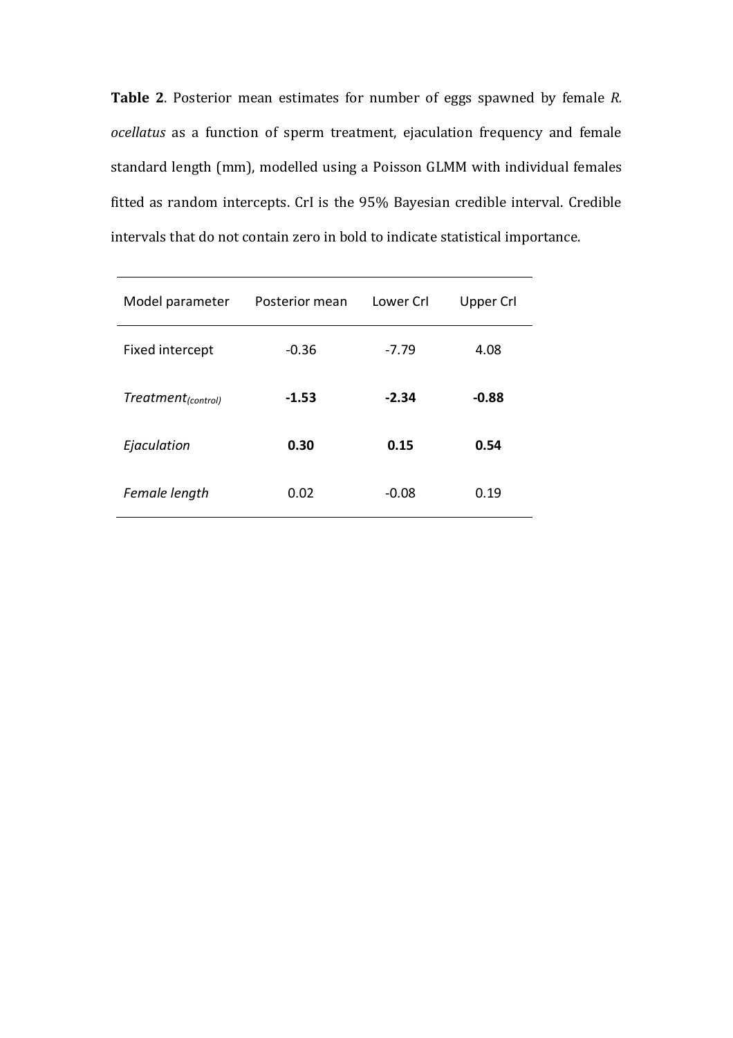**Table 2**. Posterior mean estimates for number of eggs spawned by female *R. ocellatus* as a function of sperm treatment, ejaculation frequency and female standard length (mm), modelled using a Poisson GLMM with individual females fitted as random intercepts. CrI is the 95% Bayesian credible interval. Credible intervals that do not contain zero in bold to indicate statistical importance.

| Model parameter | Posterior mean | Lower CrI | Upper CrI |
|---|---|---|---|
| Fixed intercept | -0.36 | -7.79 | 4.08 |
| *Treatment$_{(control)}$* | **-1.53** | **-2.34** | **-0.88** |
| *Ejaculation* | **0.30** | **0.15** | **0.54** |
| *Female length* | 0.02 | -0.08 | 0.19 |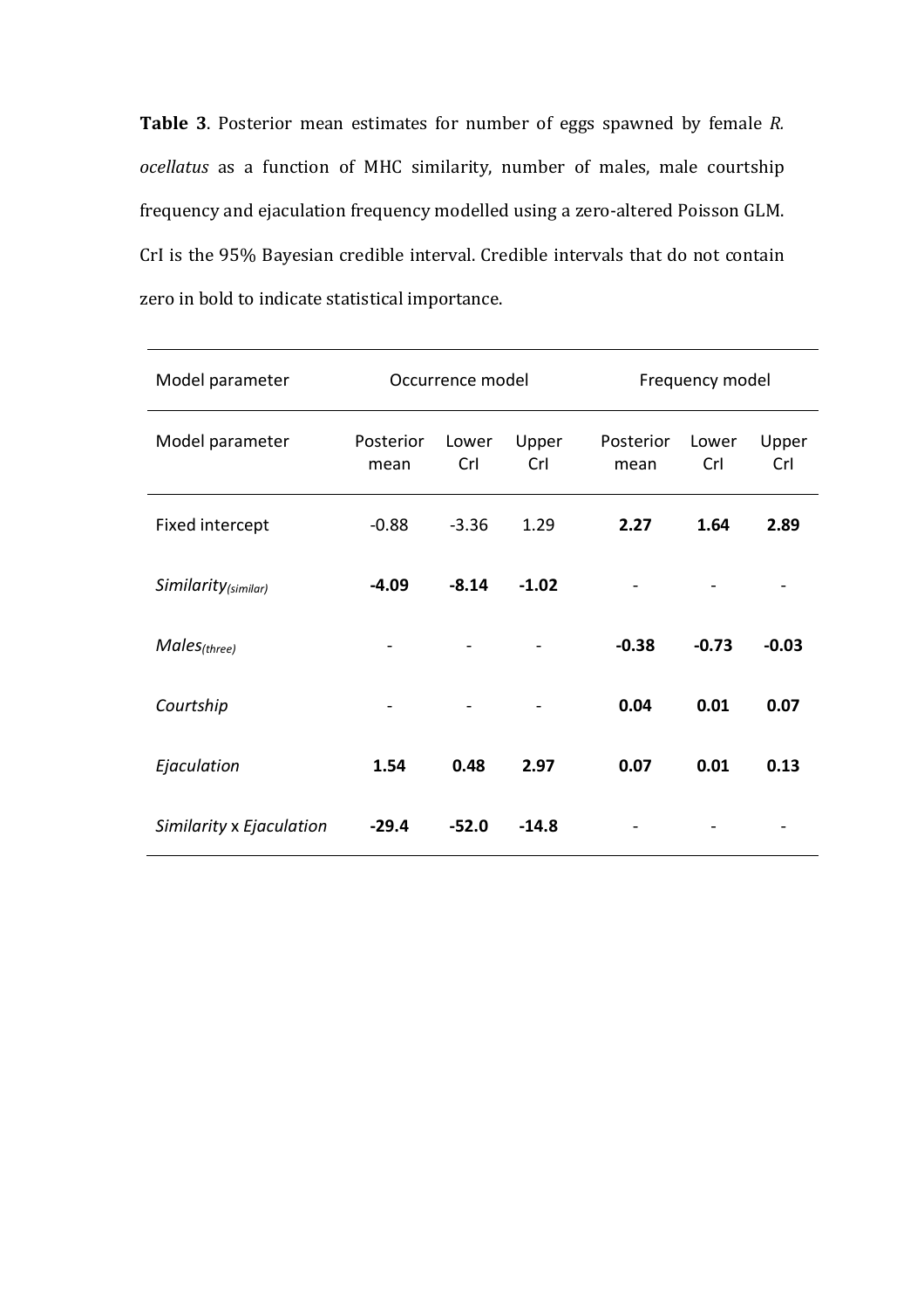**Table 3**. Posterior mean estimates for number of eggs spawned by female *R. ocellatus* as a function of MHC similarity, number of males, male courtship frequency and ejaculation frequency modelled using a zero-altered Poisson GLM. CrI is the 95% Bayesian credible interval. Credible intervals that do not contain zero in bold to indicate statistical importance.

| Model parameter | Occurrence model | | | Frequency model | | |
|---|---|---|---|---|---|---|
| Model parameter | Posterior mean | Lower CrI | Upper CrI | Posterior mean | Lower CrI | Upper CrI |
| Fixed intercept | -0.88 | -3.36 | 1.29 | **2.27** | **1.64** | **2.89** |
| *Similarity$_{(similar)}$* | **-4.09** | **-8.14** | **-1.02** | - | - | - |
| *Males$_{(three)}$* | - | - | - | **-0.38** | **-0.73** | **-0.03** |
| *Courtship* | - | - | - | **0.04** | **0.01** | **0.07** |
| *Ejaculation* | **1.54** | **0.48** | **2.97** | **0.07** | **0.01** | **0.13** |
| *Similarity* x *Ejaculation* | **-29.4** | **-52.0** | **-14.8** | - | - | - |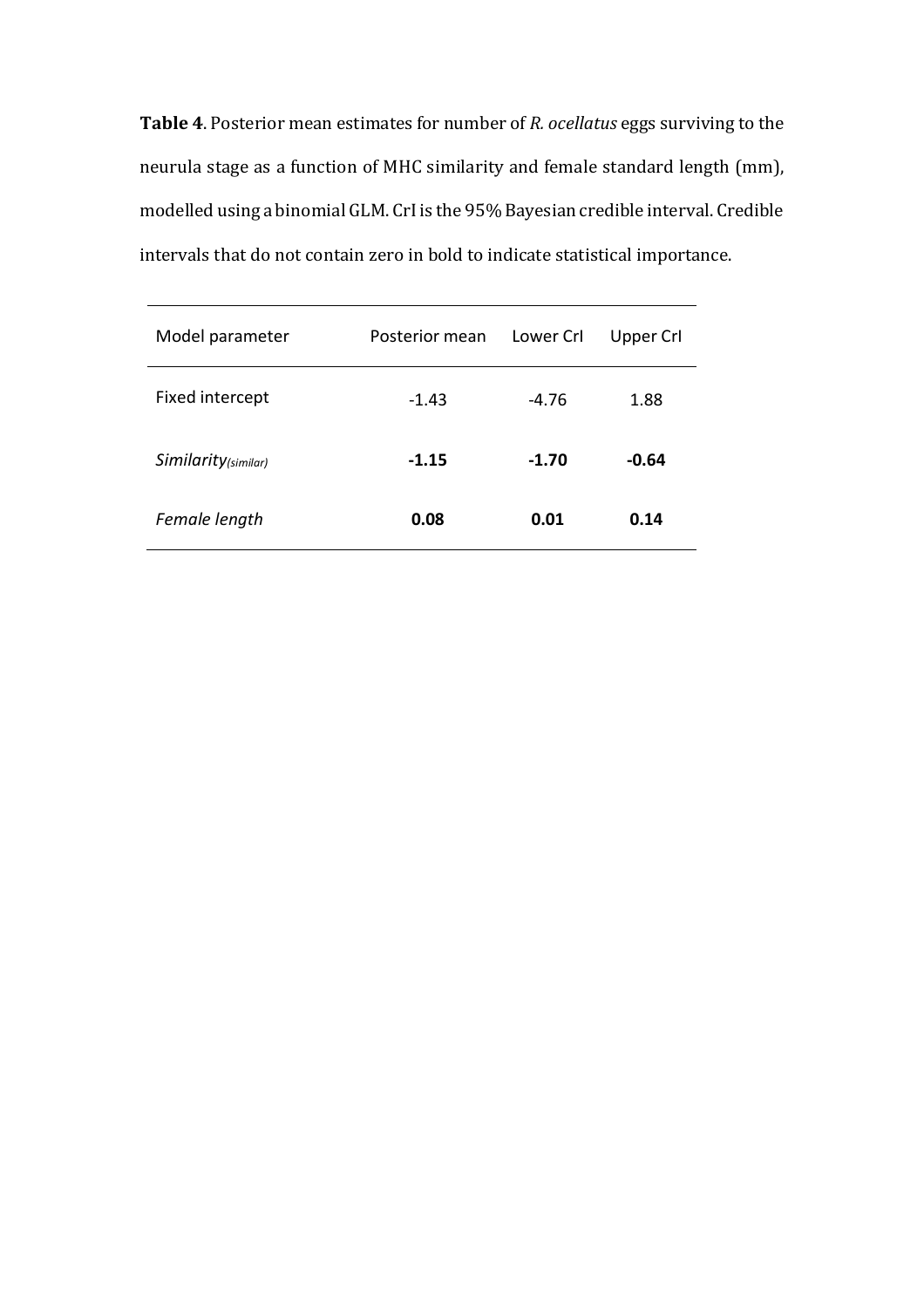**Table 4**. Posterior mean estimates for number of *R. ocellatus* eggs surviving to the neurula stage as a function of MHC similarity and female standard length (mm), modelled using a binomial GLM. CrI is the 95% Bayesian credible interval. Credible intervals that do not contain zero in bold to indicate statistical importance.

| Model parameter | Posterior mean | Lower CrI | Upper CrI |
|---|---|---|---|
| Fixed intercept | -1.43 | -4.76 | 1.88 |
| *Similarity$_{(similar)}$* | **-1.15** | **-1.70** | **-0.64** |
| *Female length* | **0.08** | **0.01** | **0.14** |